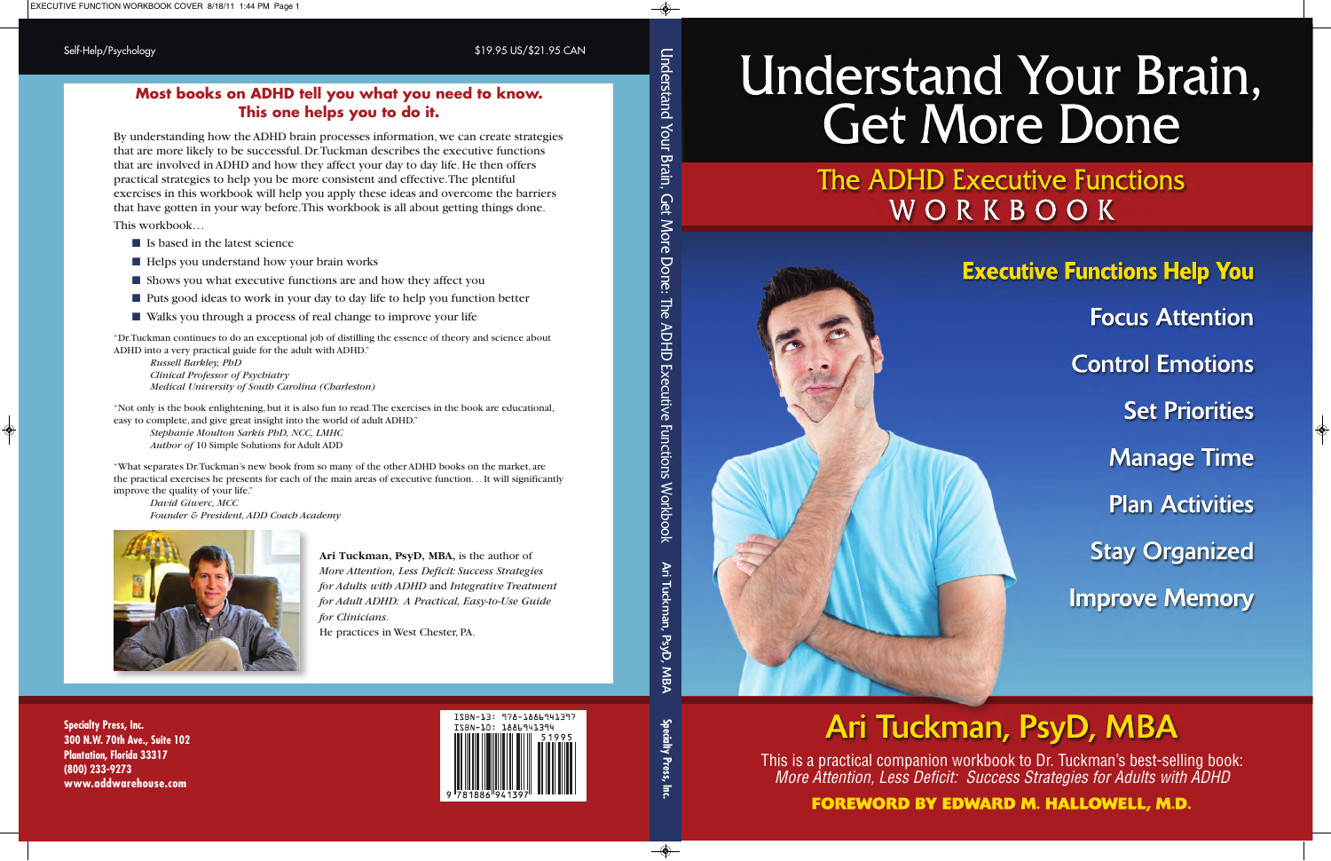# Understand Your Brain, Get More Done

## The ADHD Executive Functions WORKBOOK

**Executive Functions Help You**

- Focus Attention
- Control Emotions
- Set Priorities
- Manage Time
- Plan Activities
- Stay Organized
- Improve Memory

## Ari Tuckman, PsyD, MBA

This is a practical companion workbook to Dr. Tuckman's best-selling book: *More Attention, Less Deficit: Success Strategies for Adults with ADHD*

**FOREWORD BY EDWARD M. HALLOWELL, M.D.**

---

Self-Help/Psychology

$19.95 US/$21.95 CAN

**Most books on ADHD tell you what you need to know. This one helps you to do it.**

By understanding how the ADHD brain processes information, we can create strategies that are more likely to be successful. Dr. Tuckman describes the executive functions that are involved in ADHD and how they affect your day to day life. He then offers practical strategies to help you be more consistent and effective. The plentiful exercises in this workbook will help you apply these ideas and overcome the barriers that have gotten in your way before. This workbook is all about getting things done.

This workbook…

- Is based in the latest science
- Helps you understand how your brain works
- Shows you what executive functions are and how they affect you
- Puts good ideas to work in your day to day life to help you function better
- Walks you through a process of real change to improve your life

"Dr. Tuckman continues to do an exceptional job of distilling the essence of theory and science about ADHD into a very practical guide for the adult with ADHD."
*Russell Barkley, PhD*
*Clinical Professor of Psychiatry*
*Medical University of South Carolina (Charleston)*

"Not only is the book enlightening, but it is also fun to read. The exercises in the book are educational, easy to complete, and give great insight into the world of adult ADHD."
*Stephanie Moulton Sarkis PhD, NCC, LMHC*
*Author of* 10 Simple Solutions for Adult ADD

"What separates Dr. Tuckman's new book from so many of the other ADHD books on the market, are the practical exercises he presents for each of the main areas of executive function… It will significantly improve the quality of your life."
*David Giwerc, MCC*
*Founder & President, ADD Coach Academy*

**Ari Tuckman, PsyD, MBA,** is the author of *More Attention, Less Deficit: Success Strategies for Adults with ADHD* and *Integrative Treatment for Adult ADHD: A Practical, Easy-to-Use Guide for Clinicians*. He practices in West Chester, PA.

**Specialty Press, Inc.**
**300 N.W. 70th Ave., Suite 102**
**Plantation, Florida 33317**
**(800) 233-9273**
**www.addwarehouse.com**

ISBN-13: 978-1886941397
ISBN-10: 1886941394

51995

9 781886 941397

---

Understand Your Brain, Get More Done: The ADHD Executive Functions Workbook    Ari Tuckman, PsyD, MBA    Specialty Press, Inc.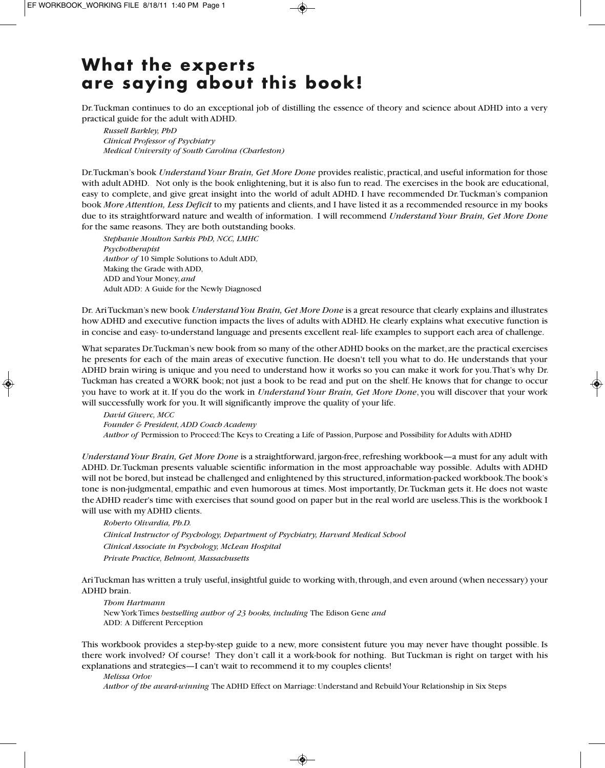# What the experts are saying about this book!

Dr. Tuckman continues to do an exceptional job of distilling the essence of theory and science about ADHD into a very practical guide for the adult with ADHD.

*Russell Barkley, PhD*
*Clinical Professor of Psychiatry*
*Medical University of South Carolina (Charleston)*

Dr. Tuckman's book *Understand Your Brain, Get More Done* provides realistic, practical, and useful information for those with adult ADHD. Not only is the book enlightening, but it is also fun to read. The exercises in the book are educational, easy to complete, and give great insight into the world of adult ADHD. I have recommended Dr. Tuckman's companion book *More Attention, Less Deficit* to my patients and clients, and I have listed it as a recommended resource in my books due to its straightforward nature and wealth of information. I will recommend *Understand Your Brain, Get More Done* for the same reasons. They are both outstanding books.

*Stephanie Moulton Sarkis PhD, NCC, LMHC*
*Psychotherapist*
*Author of* 10 Simple Solutions to Adult ADD,
Making the Grade with ADD,
ADD and Your Money, *and*
Adult ADD: A Guide for the Newly Diagnosed

Dr. Ari Tuckman's new book *Understand You Brain, Get More Done* is a great resource that clearly explains and illustrates how ADHD and executive function impacts the lives of adults with ADHD. He clearly explains what executive function is in concise and easy- to-understand language and presents excellent real- life examples to support each area of challenge.

What separates Dr. Tuckman's new book from so many of the other ADHD books on the market, are the practical exercises he presents for each of the main areas of executive function. He doesn't tell you what to do. He understands that your ADHD brain wiring is unique and you need to understand how it works so you can make it work for you. That's why Dr. Tuckman has created a WORK book; not just a book to be read and put on the shelf. He knows that for change to occur you have to work at it. If you do the work in *Understand Your Brain, Get More Done*, you will discover that your work will successfully work for you. It will significantly improve the quality of your life.

*David Giwerc, MCC*
*Founder & President, ADD Coach Academy*
*Author of* Permission to Proceed: The Keys to Creating a Life of Passion, Purpose and Possibility for Adults with ADHD

*Understand Your Brain, Get More Done* is a straightforward, jargon-free, refreshing workbook—a must for any adult with ADHD. Dr. Tuckman presents valuable scientific information in the most approachable way possible. Adults with ADHD will not be bored, but instead be challenged and enlightened by this structured, information-packed workbook. The book's tone is non-judgmental, empathic and even humorous at times. Most importantly, Dr. Tuckman gets it. He does not waste the ADHD reader's time with exercises that sound good on paper but in the real world are useless. This is the workbook I will use with my ADHD clients.

*Roberto Olivardia, Ph.D.*
*Clinical Instructor of Psychology, Department of Psychiatry, Harvard Medical School*
*Clinical Associate in Psychology, McLean Hospital*
*Private Practice, Belmont, Massachusetts*

Ari Tuckman has written a truly useful, insightful guide to working with, through, and even around (when necessary) your ADHD brain.

*Thom Hartmann*
New York Times *bestselling author of 23 books, including* The Edison Gene *and*
ADD: A Different Perception

This workbook provides a step-by-step guide to a new, more consistent future you may never have thought possible. Is there work involved? Of course! They don't call it a work-book for nothing. But Tuckman is right on target with his explanations and strategies—I can't wait to recommend it to my couples clients!

*Melissa Orlov*
*Author of the award-winning* The ADHD Effect on Marriage: Understand and Rebuild Your Relationship in Six Steps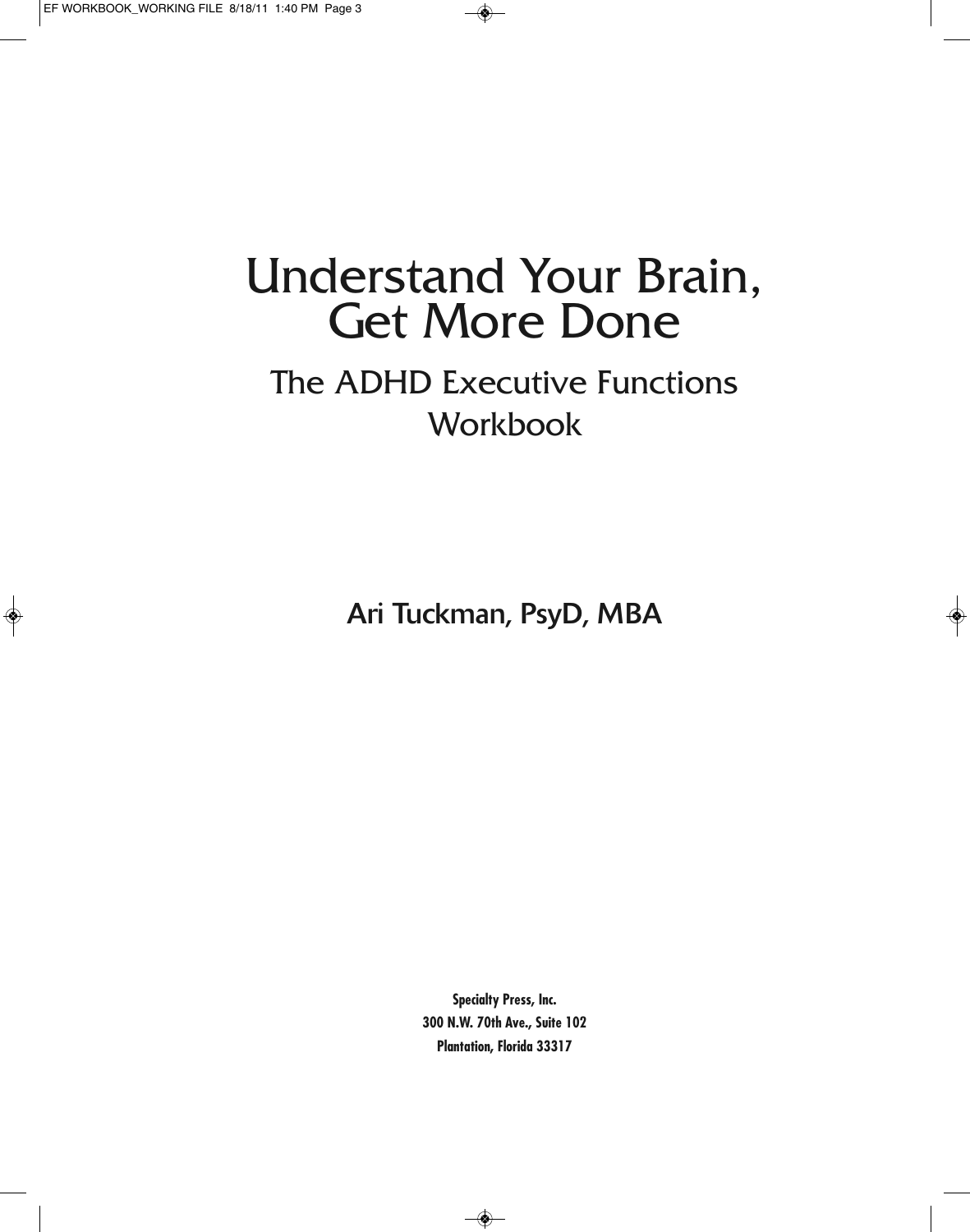# Understand Your Brain, Get More Done

## The ADHD Executive Functions Workbook

Ari Tuckman, PsyD, MBA

**Specialty Press, Inc.**
**300 N.W. 70th Ave., Suite 102**
**Plantation, Florida 33317**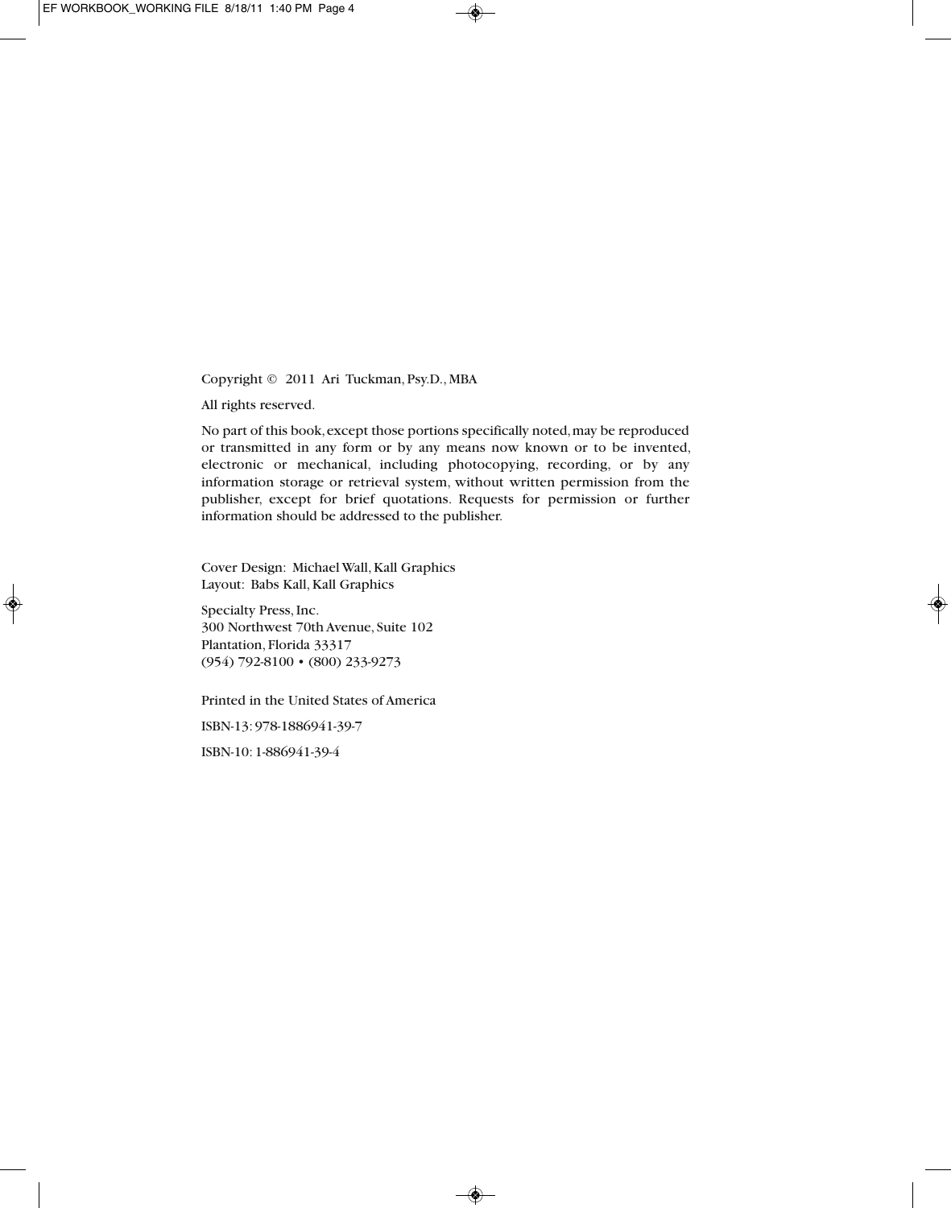Copyright © 2011 Ari Tuckman, Psy.D., MBA

All rights reserved.

No part of this book, except those portions specifically noted, may be reproduced or transmitted in any form or by any means now known or to be invented, electronic or mechanical, including photocopying, recording, or by any information storage or retrieval system, without written permission from the publisher, except for brief quotations. Requests for permission or further information should be addressed to the publisher.

Cover Design: Michael Wall, Kall Graphics
Layout: Babs Kall, Kall Graphics

Specialty Press, Inc.
300 Northwest 70th Avenue, Suite 102
Plantation, Florida 33317
(954) 792-8100 • (800) 233-9273

Printed in the United States of America

ISBN-13: 978-1886941-39-7

ISBN-10: 1-886941-39-4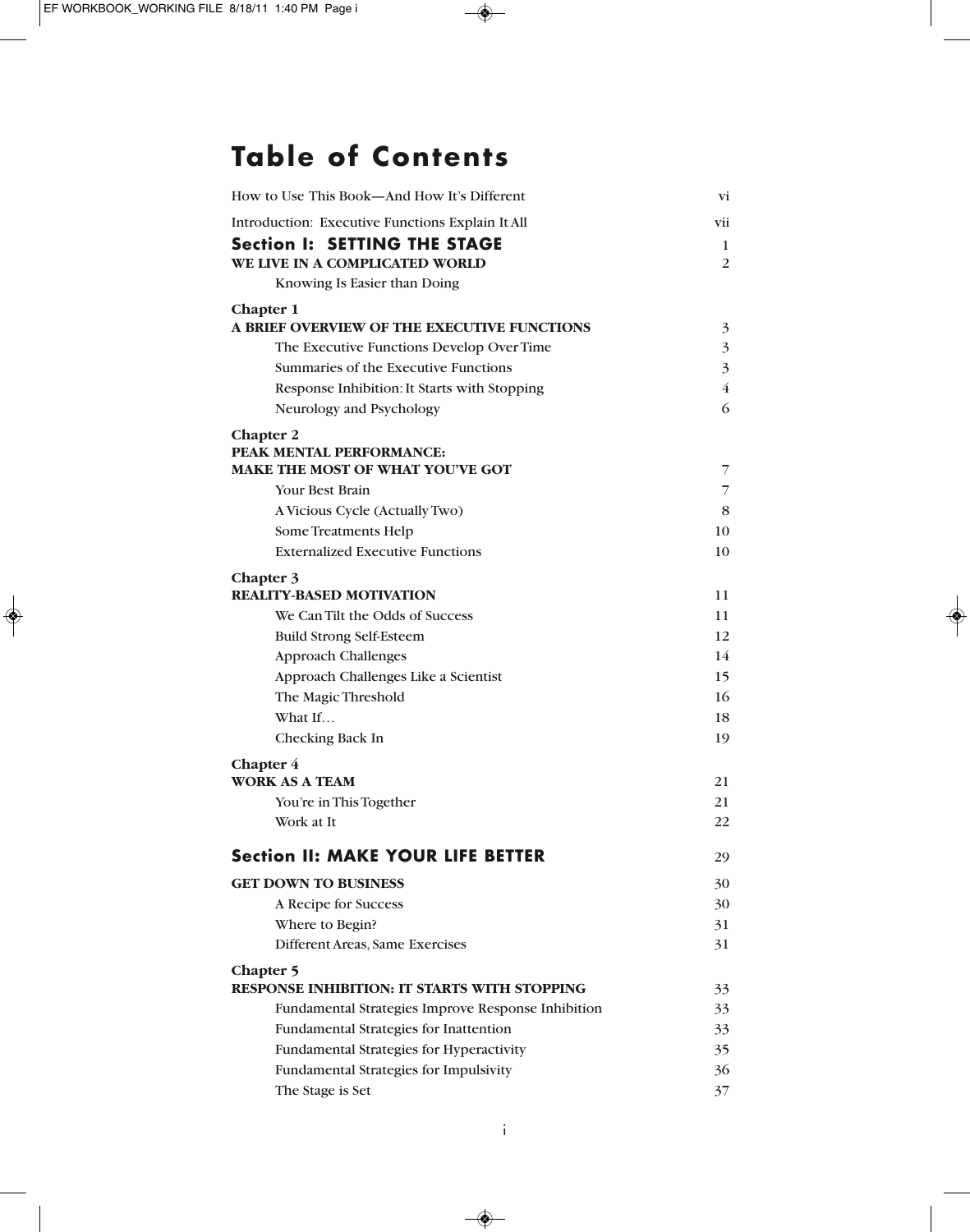# Table of Contents

| | |
|---|---|
| How to Use This Book—And How It's Different | vi |
| Introduction: Executive Functions Explain It All | vii |
| **Section I: SETTING THE STAGE** | 1 |
| **WE LIVE IN A COMPLICATED WORLD** | 2 |
| Knowing Is Easier than Doing | |
| **Chapter 1** | |
| **A BRIEF OVERVIEW OF THE EXECUTIVE FUNCTIONS** | 3 |
| The Executive Functions Develop Over Time | 3 |
| Summaries of the Executive Functions | 3 |
| Response Inhibition: It Starts with Stopping | 4 |
| Neurology and Psychology | 6 |
| **Chapter 2** | |
| **PEAK MENTAL PERFORMANCE: MAKE THE MOST OF WHAT YOU'VE GOT** | 7 |
| Your Best Brain | 7 |
| A Vicious Cycle (Actually Two) | 8 |
| Some Treatments Help | 10 |
| Externalized Executive Functions | 10 |
| **Chapter 3** | |
| **REALITY-BASED MOTIVATION** | 11 |
| We Can Tilt the Odds of Success | 11 |
| Build Strong Self-Esteem | 12 |
| Approach Challenges | 14 |
| Approach Challenges Like a Scientist | 15 |
| The Magic Threshold | 16 |
| What If… | 18 |
| Checking Back In | 19 |
| **Chapter 4** | |
| **WORK AS A TEAM** | 21 |
| You're in This Together | 21 |
| Work at It | 22 |
| **Section II: MAKE YOUR LIFE BETTER** | 29 |
| **GET DOWN TO BUSINESS** | 30 |
| A Recipe for Success | 30 |
| Where to Begin? | 31 |
| Different Areas, Same Exercises | 31 |
| **Chapter 5** | |
| **RESPONSE INHIBITION: IT STARTS WITH STOPPING** | 33 |
| Fundamental Strategies Improve Response Inhibition | 33 |
| Fundamental Strategies for Inattention | 33 |
| Fundamental Strategies for Hyperactivity | 35 |
| Fundamental Strategies for Impulsivity | 36 |
| The Stage is Set | 37 |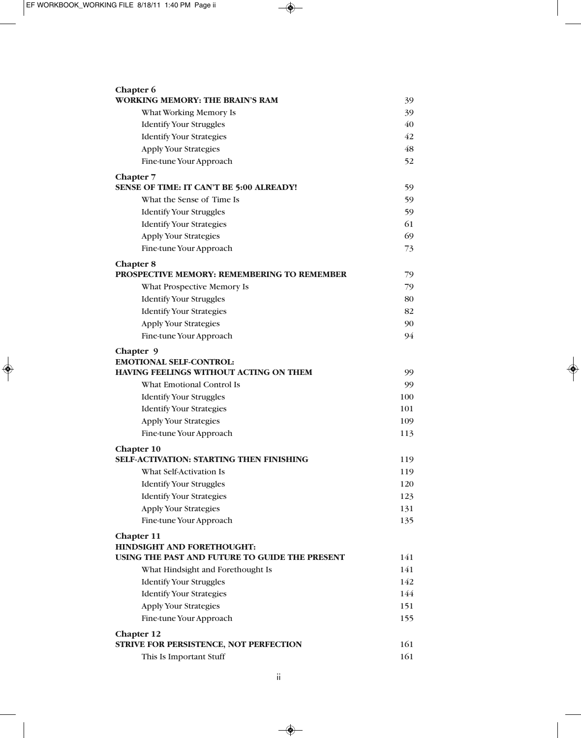**Chapter 6**
**WORKING MEMORY: THE BRAIN'S RAM** 39

- What Working Memory Is 39
- Identify Your Struggles 40
- Identify Your Strategies 42
- Apply Your Strategies 48
- Fine-tune Your Approach 52

**Chapter 7**
**SENSE OF TIME: IT CAN'T BE 5:00 ALREADY!** 59

- What the Sense of Time Is 59
- Identify Your Struggles 59
- Identify Your Strategies 61
- Apply Your Strategies 69
- Fine-tune Your Approach 73

**Chapter 8**
**PROSPECTIVE MEMORY: REMEMBERING TO REMEMBER** 79

- What Prospective Memory Is 79
- Identify Your Struggles 80
- Identify Your Strategies 82
- Apply Your Strategies 90
- Fine-tune Your Approach 94

**Chapter 9**
**EMOTIONAL SELF-CONTROL:**
**HAVING FEELINGS WITHOUT ACTING ON THEM** 99

- What Emotional Control Is 99
- Identify Your Struggles 100
- Identify Your Strategies 101
- Apply Your Strategies 109
- Fine-tune Your Approach 113

**Chapter 10**
**SELF-ACTIVATION: STARTING THEN FINISHING** 119

- What Self-Activation Is 119
- Identify Your Struggles 120
- Identify Your Strategies 123
- Apply Your Strategies 131
- Fine-tune Your Approach 135

**Chapter 11**
**HINDSIGHT AND FORETHOUGHT:**
**USING THE PAST AND FUTURE TO GUIDE THE PRESENT** 141

- What Hindsight and Forethought Is 141
- Identify Your Struggles 142
- Identify Your Strategies 144
- Apply Your Strategies 151
- Fine-tune Your Approach 155

**Chapter 12**
**STRIVE FOR PERSISTENCE, NOT PERFECTION** 161

- This Is Important Stuff 161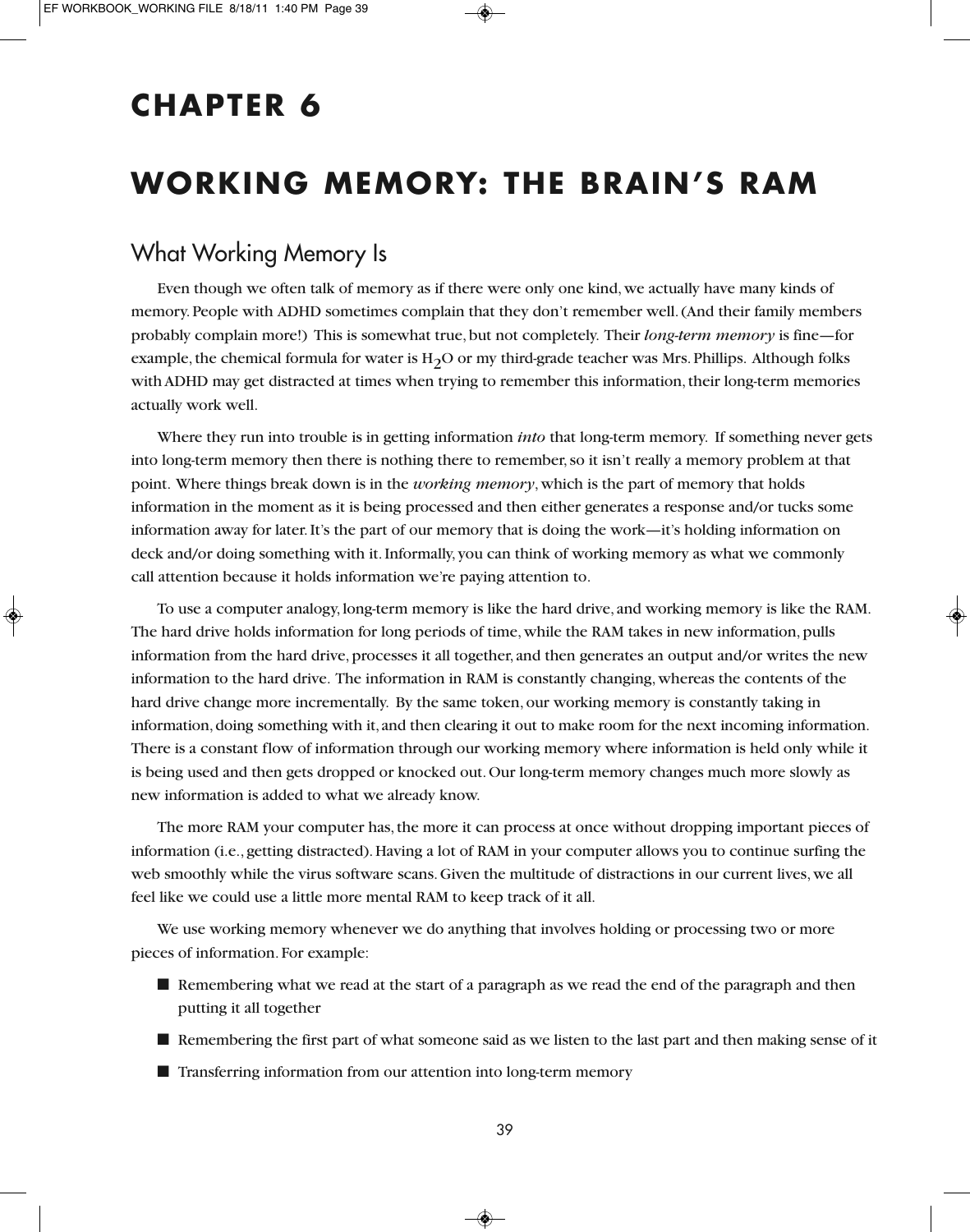# CHAPTER 6

# WORKING MEMORY: THE BRAIN'S RAM

## What Working Memory Is

Even though we often talk of memory as if there were only one kind, we actually have many kinds of memory. People with ADHD sometimes complain that they don't remember well. (And their family members probably complain more!) This is somewhat true, but not completely. Their *long-term memory* is fine—for example, the chemical formula for water is $H_2O$ or my third-grade teacher was Mrs. Phillips. Although folks with ADHD may get distracted at times when trying to remember this information, their long-term memories actually work well.

Where they run into trouble is in getting information *into* that long-term memory. If something never gets into long-term memory then there is nothing there to remember, so it isn't really a memory problem at that point. Where things break down is in the *working memory*, which is the part of memory that holds information in the moment as it is being processed and then either generates a response and/or tucks some information away for later. It's the part of our memory that is doing the work—it's holding information on deck and/or doing something with it. Informally, you can think of working memory as what we commonly call attention because it holds information we're paying attention to.

To use a computer analogy, long-term memory is like the hard drive, and working memory is like the RAM. The hard drive holds information for long periods of time, while the RAM takes in new information, pulls information from the hard drive, processes it all together, and then generates an output and/or writes the new information to the hard drive. The information in RAM is constantly changing, whereas the contents of the hard drive change more incrementally. By the same token, our working memory is constantly taking in information, doing something with it, and then clearing it out to make room for the next incoming information. There is a constant flow of information through our working memory where information is held only while it is being used and then gets dropped or knocked out. Our long-term memory changes much more slowly as new information is added to what we already know.

The more RAM your computer has, the more it can process at once without dropping important pieces of information (i.e., getting distracted). Having a lot of RAM in your computer allows you to continue surfing the web smoothly while the virus software scans. Given the multitude of distractions in our current lives, we all feel like we could use a little more mental RAM to keep track of it all.

We use working memory whenever we do anything that involves holding or processing two or more pieces of information. For example:

- Remembering what we read at the start of a paragraph as we read the end of the paragraph and then putting it all together
- Remembering the first part of what someone said as we listen to the last part and then making sense of it
- Transferring information from our attention into long-term memory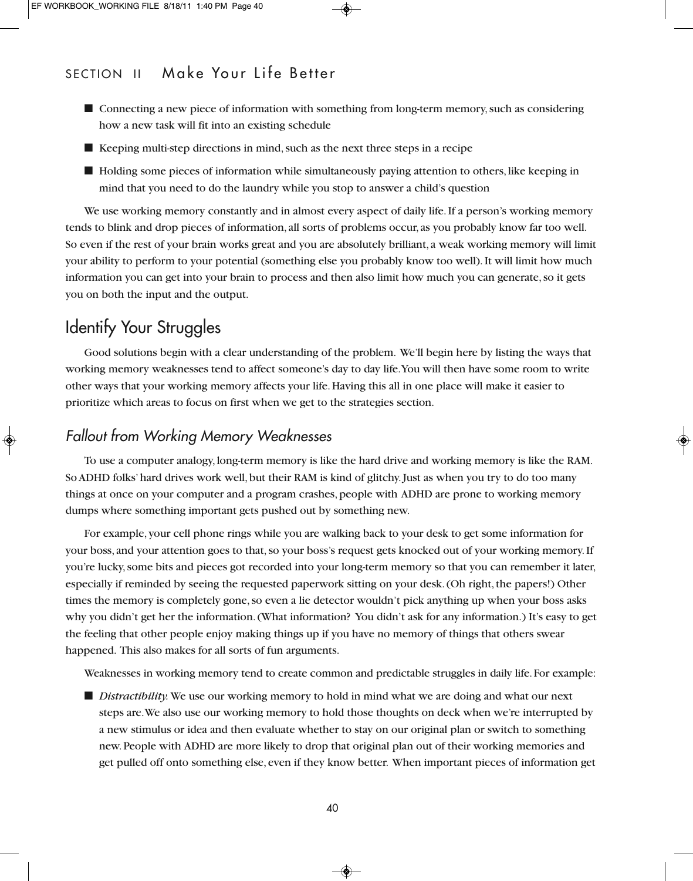- Connecting a new piece of information with something from long-term memory, such as considering how a new task will fit into an existing schedule
- Keeping multi-step directions in mind, such as the next three steps in a recipe
- Holding some pieces of information while simultaneously paying attention to others, like keeping in mind that you need to do the laundry while you stop to answer a child's question

We use working memory constantly and in almost every aspect of daily life. If a person's working memory tends to blink and drop pieces of information, all sorts of problems occur, as you probably know far too well. So even if the rest of your brain works great and you are absolutely brilliant, a weak working memory will limit your ability to perform to your potential (something else you probably know too well). It will limit how much information you can get into your brain to process and then also limit how much you can generate, so it gets you on both the input and the output.

## Identify Your Struggles

Good solutions begin with a clear understanding of the problem. We'll begin here by listing the ways that working memory weaknesses tend to affect someone's day to day life. You will then have some room to write other ways that your working memory affects your life. Having this all in one place will make it easier to prioritize which areas to focus on first when we get to the strategies section.

### *Fallout from Working Memory Weaknesses*

To use a computer analogy, long-term memory is like the hard drive and working memory is like the RAM. So ADHD folks' hard drives work well, but their RAM is kind of glitchy. Just as when you try to do too many things at once on your computer and a program crashes, people with ADHD are prone to working memory dumps where something important gets pushed out by something new.

For example, your cell phone rings while you are walking back to your desk to get some information for your boss, and your attention goes to that, so your boss's request gets knocked out of your working memory. If you're lucky, some bits and pieces got recorded into your long-term memory so that you can remember it later, especially if reminded by seeing the requested paperwork sitting on your desk. (Oh right, the papers!) Other times the memory is completely gone, so even a lie detector wouldn't pick anything up when your boss asks why you didn't get her the information. (What information? You didn't ask for any information.) It's easy to get the feeling that other people enjoy making things up if you have no memory of things that others swear happened. This also makes for all sorts of fun arguments.

Weaknesses in working memory tend to create common and predictable struggles in daily life. For example:

- *Distractibility.* We use our working memory to hold in mind what we are doing and what our next steps are. We also use our working memory to hold those thoughts on deck when we're interrupted by a new stimulus or idea and then evaluate whether to stay on our original plan or switch to something new. People with ADHD are more likely to drop that original plan out of their working memories and get pulled off onto something else, even if they know better. When important pieces of information get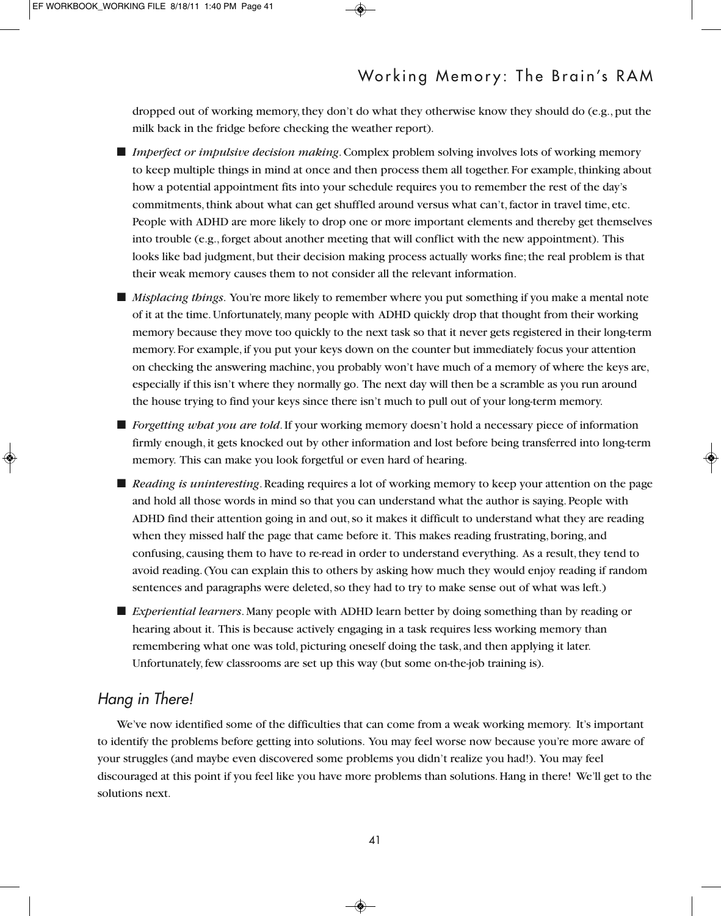dropped out of working memory, they don't do what they otherwise know they should do (e.g., put the milk back in the fridge before checking the weather report).

- *Imperfect or impulsive decision making*. Complex problem solving involves lots of working memory to keep multiple things in mind at once and then process them all together. For example, thinking about how a potential appointment fits into your schedule requires you to remember the rest of the day's commitments, think about what can get shuffled around versus what can't, factor in travel time, etc. People with ADHD are more likely to drop one or more important elements and thereby get themselves into trouble (e.g., forget about another meeting that will conflict with the new appointment). This looks like bad judgment, but their decision making process actually works fine; the real problem is that their weak memory causes them to not consider all the relevant information.
- *Misplacing things*. You're more likely to remember where you put something if you make a mental note of it at the time. Unfortunately, many people with ADHD quickly drop that thought from their working memory because they move too quickly to the next task so that it never gets registered in their long-term memory. For example, if you put your keys down on the counter but immediately focus your attention on checking the answering machine, you probably won't have much of a memory of where the keys are, especially if this isn't where they normally go. The next day will then be a scramble as you run around the house trying to find your keys since there isn't much to pull out of your long-term memory.
- *Forgetting what you are told*. If your working memory doesn't hold a necessary piece of information firmly enough, it gets knocked out by other information and lost before being transferred into long-term memory. This can make you look forgetful or even hard of hearing.
- *Reading is uninteresting*. Reading requires a lot of working memory to keep your attention on the page and hold all those words in mind so that you can understand what the author is saying. People with ADHD find their attention going in and out, so it makes it difficult to understand what they are reading when they missed half the page that came before it. This makes reading frustrating, boring, and confusing, causing them to have to re-read in order to understand everything. As a result, they tend to avoid reading. (You can explain this to others by asking how much they would enjoy reading if random sentences and paragraphs were deleted, so they had to try to make sense out of what was left.)
- *Experiential learners*. Many people with ADHD learn better by doing something than by reading or hearing about it. This is because actively engaging in a task requires less working memory than remembering what one was told, picturing oneself doing the task, and then applying it later. Unfortunately, few classrooms are set up this way (but some on-the-job training is).

## Hang in There!

We've now identified some of the difficulties that can come from a weak working memory. It's important to identify the problems before getting into solutions. You may feel worse now because you're more aware of your struggles (and maybe even discovered some problems you didn't realize you had!). You may feel discouraged at this point if you feel like you have more problems than solutions. Hang in there! We'll get to the solutions next.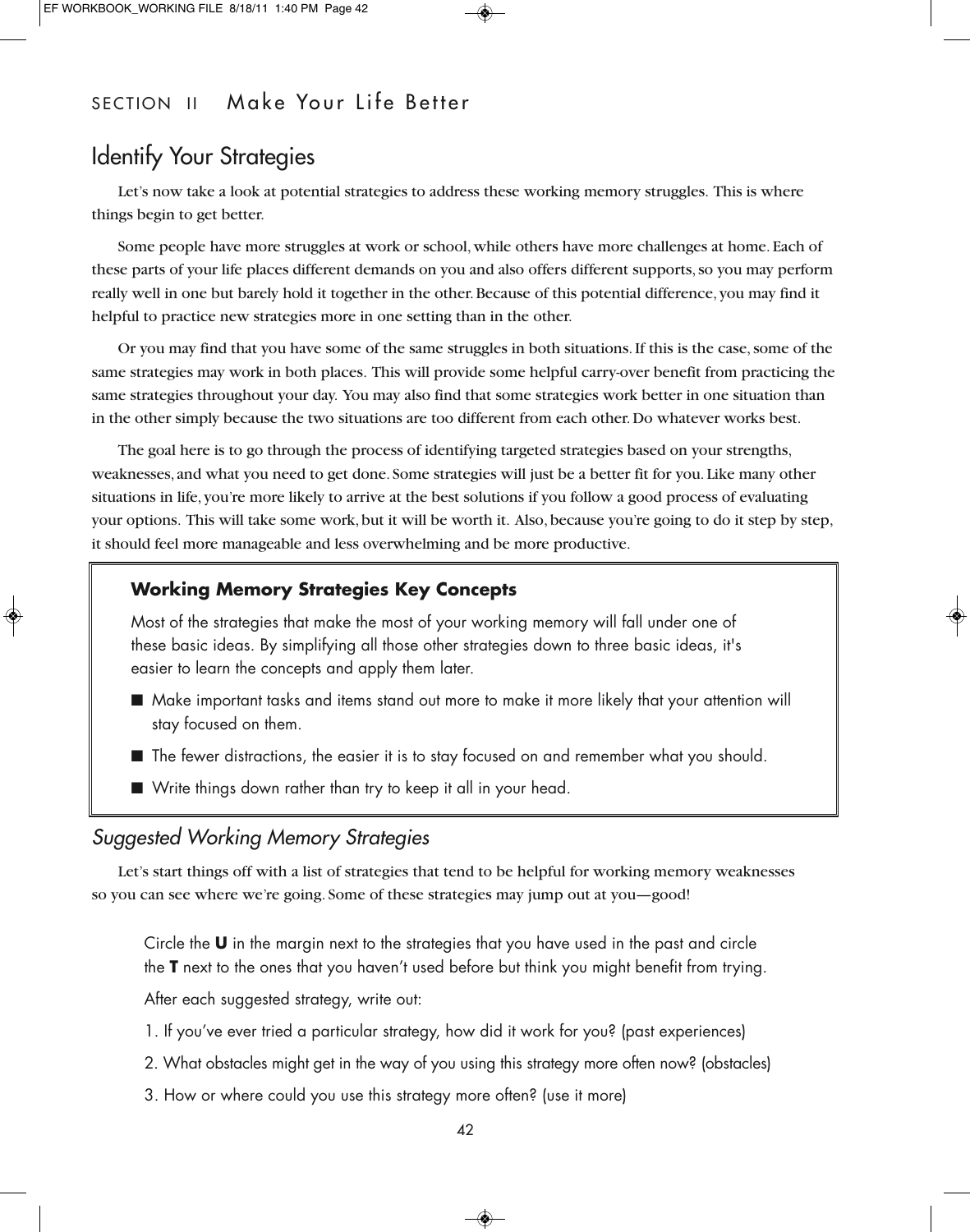## Identify Your Strategies

Let's now take a look at potential strategies to address these working memory struggles. This is where things begin to get better.

Some people have more struggles at work or school, while others have more challenges at home. Each of these parts of your life places different demands on you and also offers different supports, so you may perform really well in one but barely hold it together in the other. Because of this potential difference, you may find it helpful to practice new strategies more in one setting than in the other.

Or you may find that you have some of the same struggles in both situations. If this is the case, some of the same strategies may work in both places. This will provide some helpful carry-over benefit from practicing the same strategies throughout your day. You may also find that some strategies work better in one situation than in the other simply because the two situations are too different from each other. Do whatever works best.

The goal here is to go through the process of identifying targeted strategies based on your strengths, weaknesses, and what you need to get done. Some strategies will just be a better fit for you. Like many other situations in life, you're more likely to arrive at the best solutions if you follow a good process of evaluating your options. This will take some work, but it will be worth it. Also, because you're going to do it step by step, it should feel more manageable and less overwhelming and be more productive.

> **Working Memory Strategies Key Concepts**
>
> Most of the strategies that make the most of your working memory will fall under one of these basic ideas. By simplifying all those other strategies down to three basic ideas, it's easier to learn the concepts and apply them later.
>
> - Make important tasks and items stand out more to make it more likely that your attention will stay focused on them.
> - The fewer distractions, the easier it is to stay focused on and remember what you should.
> - Write things down rather than try to keep it all in your head.

### *Suggested Working Memory Strategies*

Let's start things off with a list of strategies that tend to be helpful for working memory weaknesses so you can see where we're going. Some of these strategies may jump out at you—good!

Circle the **U** in the margin next to the strategies that you have used in the past and circle the **T** next to the ones that you haven't used before but think you might benefit from trying.

After each suggested strategy, write out:

1. If you've ever tried a particular strategy, how did it work for you? (past experiences)
2. What obstacles might get in the way of you using this strategy more often now? (obstacles)
3. How or where could you use this strategy more often? (use it more)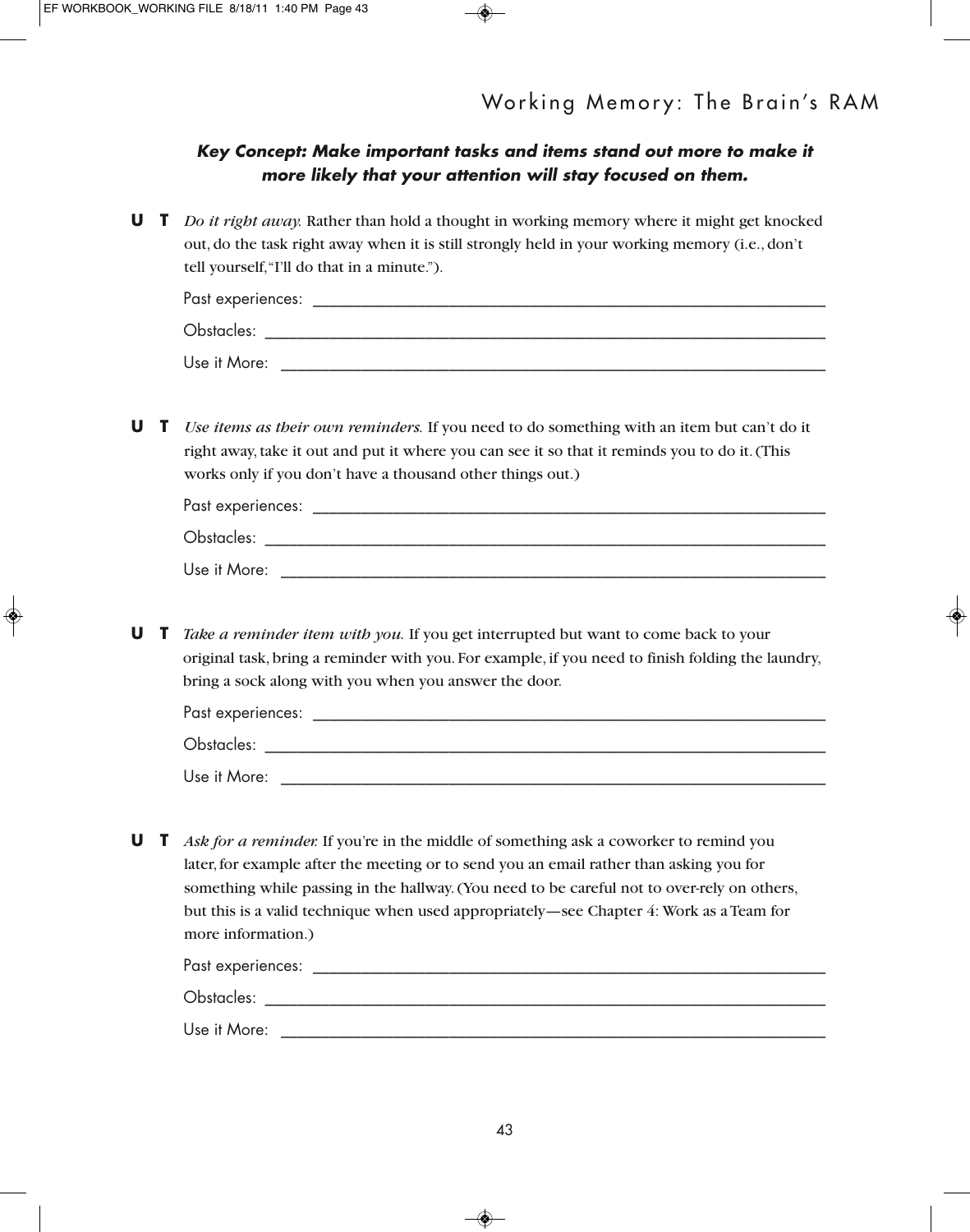## Working Memory: The Brain's RAM

***Key Concept: Make important tasks and items stand out more to make it more likely that your attention will stay focused on them.***

**U T** *Do it right away.* Rather than hold a thought in working memory where it might get knocked out, do the task right away when it is still strongly held in your working memory (i.e., don't tell yourself, "I'll do that in a minute.").

Past experiences: ______________________________

Obstacles: ______________________________

Use it More: ______________________________

**U T** *Use items as their own reminders.* If you need to do something with an item but can't do it right away, take it out and put it where you can see it so that it reminds you to do it. (This works only if you don't have a thousand other things out.)

Past experiences: ______________________________

Obstacles: ______________________________

Use it More: ______________________________

**U T** *Take a reminder item with you.* If you get interrupted but want to come back to your original task, bring a reminder with you. For example, if you need to finish folding the laundry, bring a sock along with you when you answer the door.

Past experiences: ______________________________

Obstacles: ______________________________

Use it More: ______________________________

**U T** *Ask for a reminder.* If you're in the middle of something ask a coworker to remind you later, for example after the meeting or to send you an email rather than asking you for something while passing in the hallway. (You need to be careful not to over-rely on others, but this is a valid technique when used appropriately—see Chapter 4: Work as a Team for more information.)

Past experiences: ______________________________

Obstacles: ______________________________

Use it More: ______________________________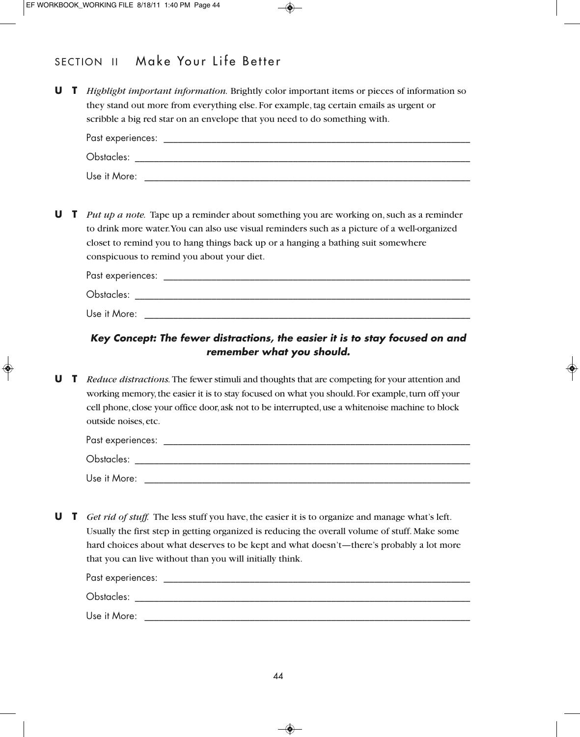## SECTION II Make Your Life Better

**U T** *Highlight important information.* Brightly color important items or pieces of information so they stand out more from everything else. For example, tag certain emails as urgent or scribble a big red star on an envelope that you need to do something with.

Past experiences: ___________________________________________________________

Obstacles: ________________________________________________________________

Use it More: ______________________________________________________________

**U T** *Put up a note.* Tape up a reminder about something you are working on, such as a reminder to drink more water. You can also use visual reminders such as a picture of a well-organized closet to remind you to hang things back up or a hanging a bathing suit somewhere conspicuous to remind you about your diet.

Past experiences: ___________________________________________________________

Obstacles: ________________________________________________________________

Use it More: ______________________________________________________________

***Key Concept: The fewer distractions, the easier it is to stay focused on and remember what you should.***

**U T** *Reduce distractions.* The fewer stimuli and thoughts that are competing for your attention and working memory, the easier it is to stay focused on what you should. For example, turn off your cell phone, close your office door, ask not to be interrupted, use a whitenoise machine to block outside noises, etc.

Past experiences: ___________________________________________________________

Obstacles: ________________________________________________________________

Use it More: ______________________________________________________________

**U T** *Get rid of stuff.* The less stuff you have, the easier it is to organize and manage what's left. Usually the first step in getting organized is reducing the overall volume of stuff. Make some hard choices about what deserves to be kept and what doesn't—there's probably a lot more that you can live without than you will initially think.

Past experiences: ___________________________________________________________

Obstacles: ________________________________________________________________

Use it More: ______________________________________________________________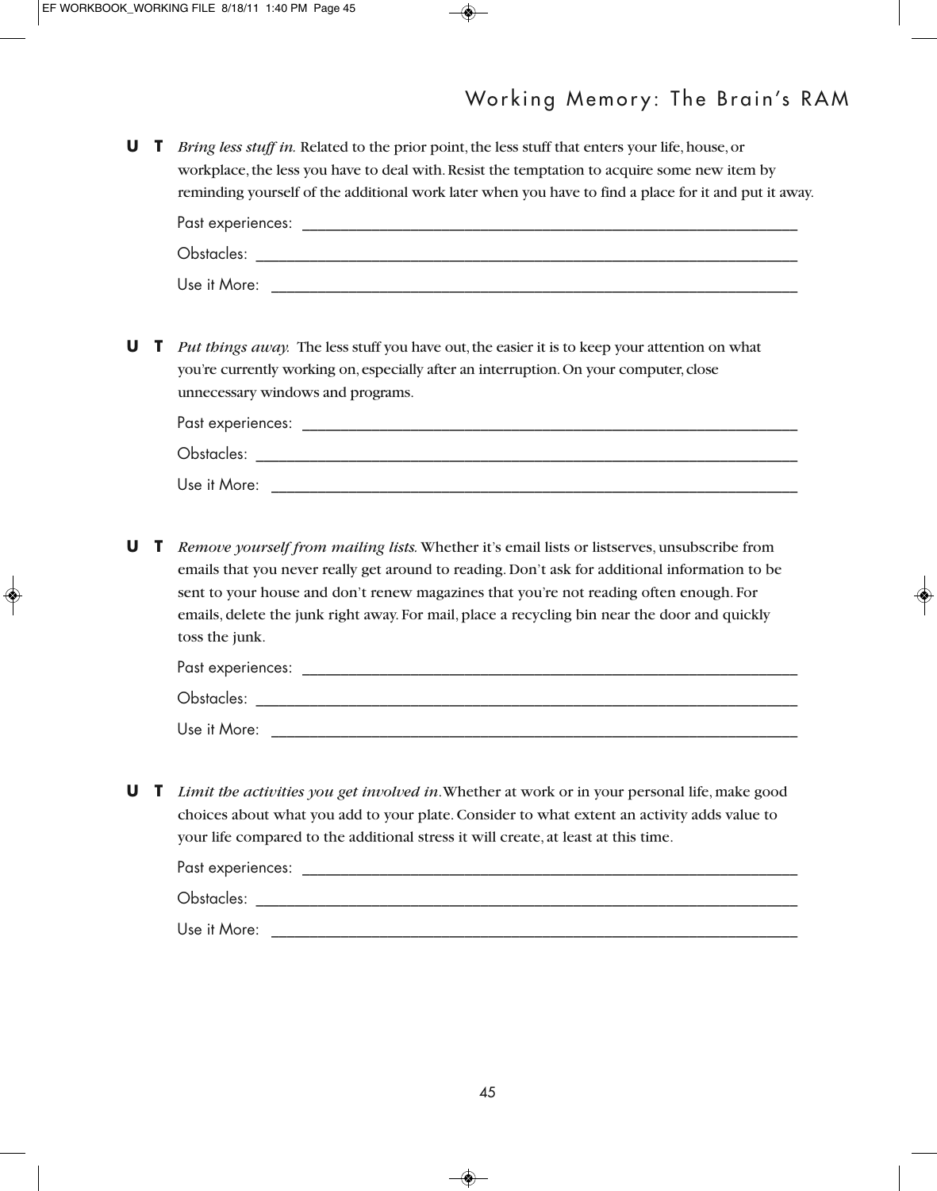**U T** *Bring less stuff in.* Related to the prior point, the less stuff that enters your life, house, or workplace, the less you have to deal with. Resist the temptation to acquire some new item by reminding yourself of the additional work later when you have to find a place for it and put it away.

Past experiences: ______________________________________________________________

Obstacles: ____________________________________________________________________

Use it More: __________________________________________________________________

**U T** *Put things away.* The less stuff you have out, the easier it is to keep your attention on what you're currently working on, especially after an interruption. On your computer, close unnecessary windows and programs.

Past experiences: ______________________________________________________________

Obstacles: ____________________________________________________________________

Use it More: __________________________________________________________________

**U T** *Remove yourself from mailing lists.* Whether it's email lists or listserves, unsubscribe from emails that you never really get around to reading. Don't ask for additional information to be sent to your house and don't renew magazines that you're not reading often enough. For emails, delete the junk right away. For mail, place a recycling bin near the door and quickly toss the junk.

Past experiences: ______________________________________________________________

Obstacles: ____________________________________________________________________

Use it More: __________________________________________________________________

**U T** *Limit the activities you get involved in.* Whether at work or in your personal life, make good choices about what you add to your plate. Consider to what extent an activity adds value to your life compared to the additional stress it will create, at least at this time.

Past experiences: ______________________________________________________________

Obstacles: ____________________________________________________________________

Use it More: __________________________________________________________________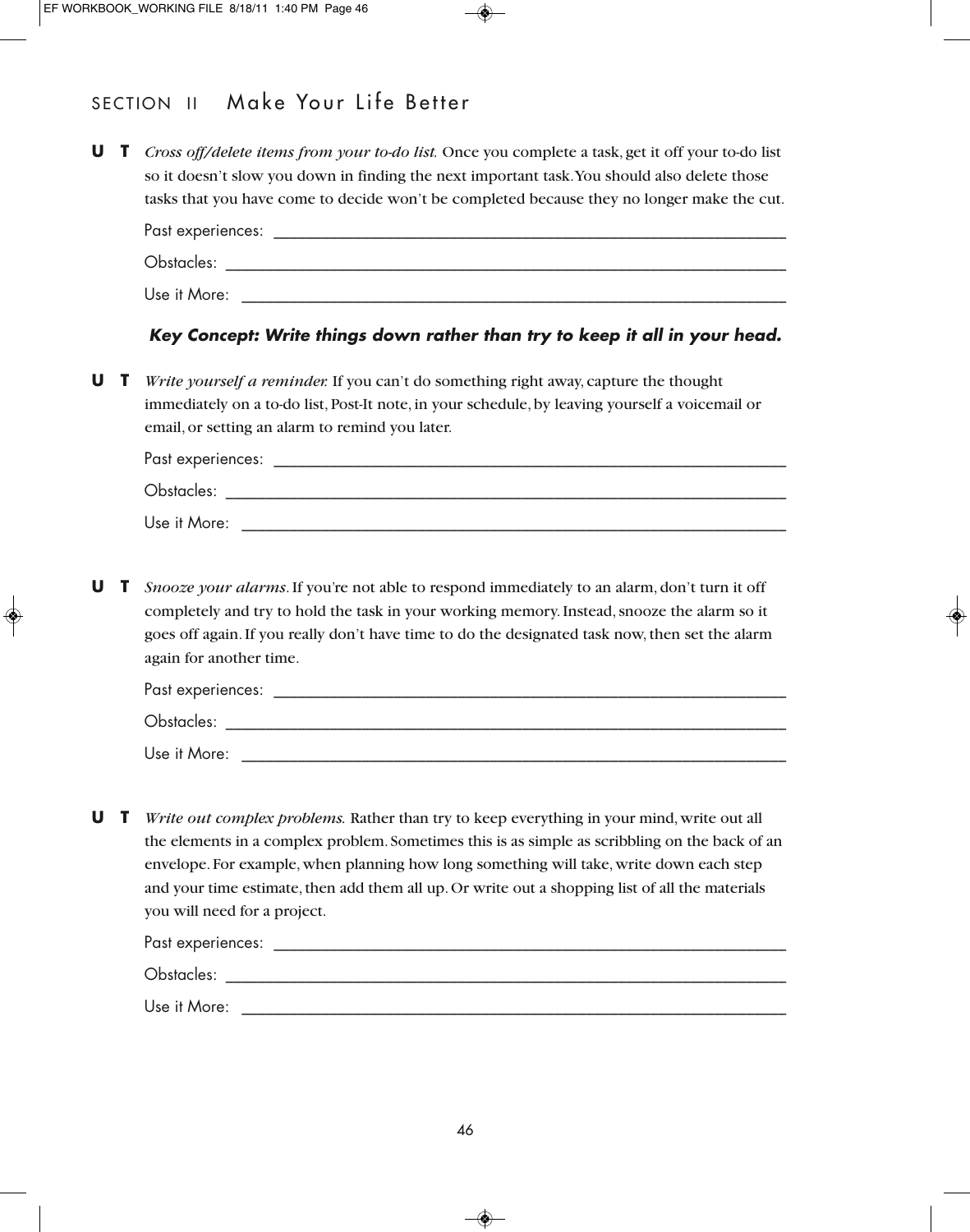## SECTION II Make Your Life Better

**U T** *Cross off/delete items from your to-do list.* Once you complete a task, get it off your to-do list so it doesn't slow you down in finding the next important task. You should also delete those tasks that you have come to decide won't be completed because they no longer make the cut.

Past experiences: ____________________________________________________________

Obstacles: ________________________________________________________________

Use it More: _______________________________________________________________

***Key Concept: Write things down rather than try to keep it all in your head.***

**U T** *Write yourself a reminder.* If you can't do something right away, capture the thought immediately on a to-do list, Post-It note, in your schedule, by leaving yourself a voicemail or email, or setting an alarm to remind you later.

Past experiences: ____________________________________________________________

Obstacles: ________________________________________________________________

Use it More: _______________________________________________________________

**U T** *Snooze your alarms.* If you're not able to respond immediately to an alarm, don't turn it off completely and try to hold the task in your working memory. Instead, snooze the alarm so it goes off again. If you really don't have time to do the designated task now, then set the alarm again for another time.

Past experiences: ____________________________________________________________

Obstacles: ________________________________________________________________

Use it More: _______________________________________________________________

**U T** *Write out complex problems.* Rather than try to keep everything in your mind, write out all the elements in a complex problem. Sometimes this is as simple as scribbling on the back of an envelope. For example, when planning how long something will take, write down each step and your time estimate, then add them all up. Or write out a shopping list of all the materials you will need for a project.

Past experiences: ____________________________________________________________

Obstacles: ________________________________________________________________

Use it More: _______________________________________________________________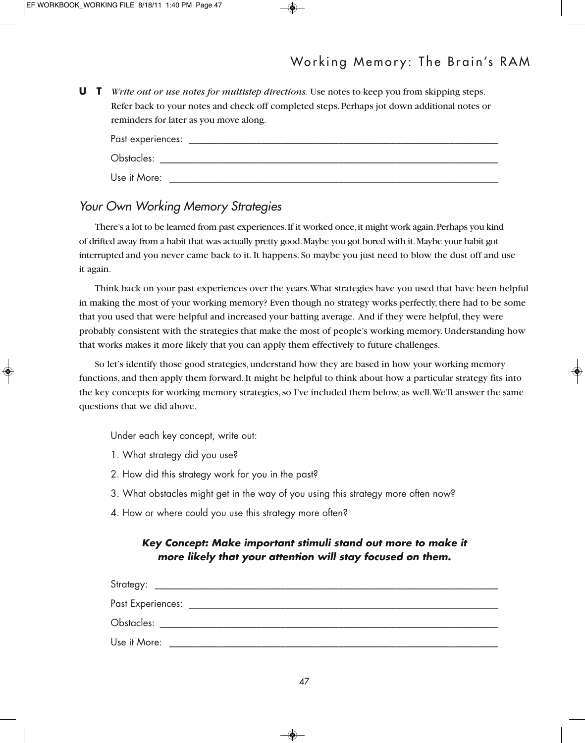**U T** *Write out or use notes for multistep directions.* Use notes to keep you from skipping steps. Refer back to your notes and check off completed steps. Perhaps jot down additional notes or reminders for later as you move along.

Past experiences: ____________________________________________________________

Obstacles: ____________________________________________________________

Use it More: ____________________________________________________________

## *Your Own Working Memory Strategies*

There's a lot to be learned from past experiences. If it worked once, it might work again. Perhaps you kind of drifted away from a habit that was actually pretty good. Maybe you got bored with it. Maybe your habit got interrupted and you never came back to it. It happens. So maybe you just need to blow the dust off and use it again.

Think back on your past experiences over the years. What strategies have you used that have been helpful in making the most of your working memory? Even though no strategy works perfectly, there had to be some that you used that were helpful and increased your batting average. And if they were helpful, they were probably consistent with the strategies that make the most of people's working memory. Understanding how that works makes it more likely that you can apply them effectively to future challenges.

So let's identify those good strategies, understand how they are based in how your working memory functions, and then apply them forward. It might be helpful to think about how a particular strategy fits into the key concepts for working memory strategies, so I've included them below, as well. We'll answer the same questions that we did above.

Under each key concept, write out:

1. What strategy did you use?
2. How did this strategy work for you in the past?
3. What obstacles might get in the way of you using this strategy more often now?
4. How or where could you use this strategy more often?

***Key Concept: Make important stimuli stand out more to make it more likely that your attention will stay focused on them.***

Strategy: ____________________________________________________________

Past Experiences: ____________________________________________________________

Obstacles: ____________________________________________________________

Use it More: ____________________________________________________________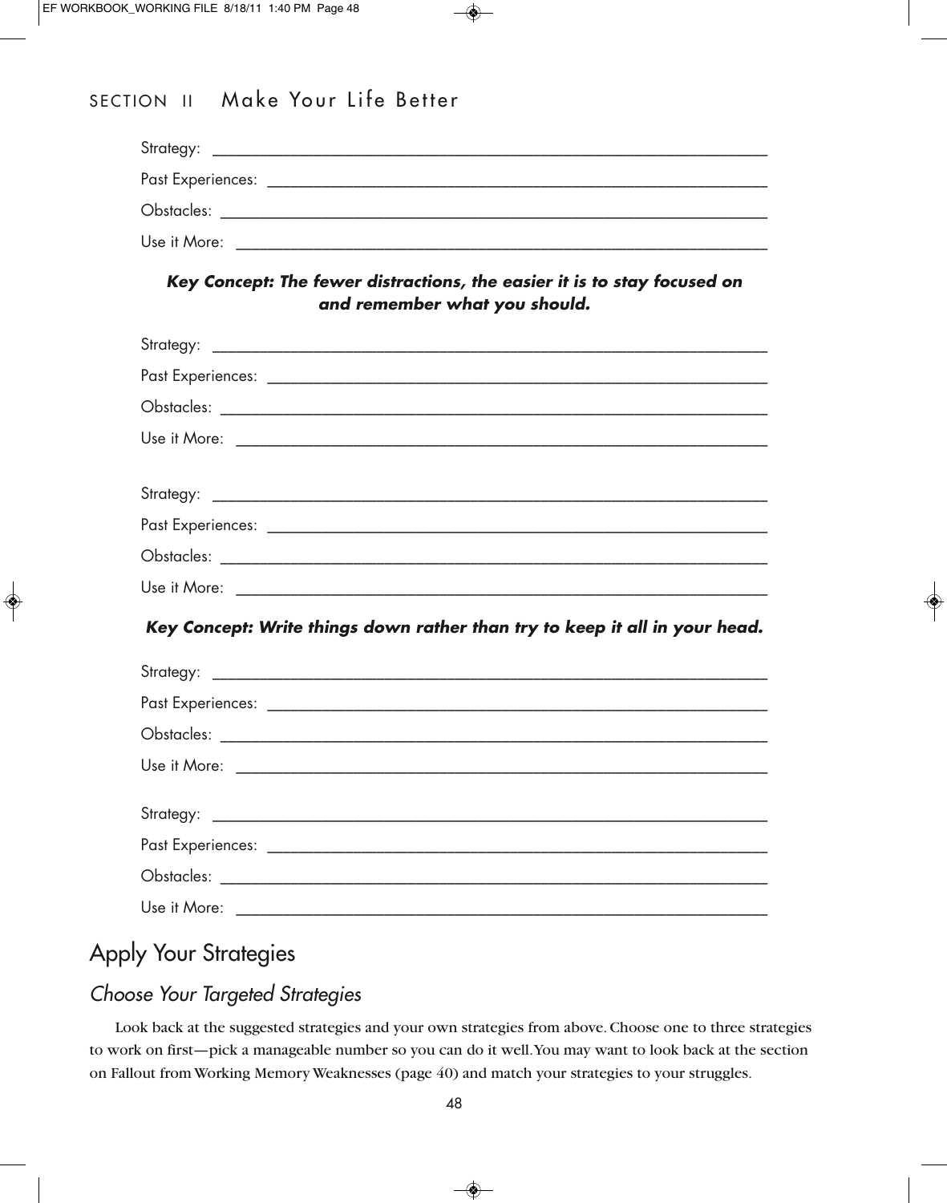Strategy: ___________________________________________________________________

Past Experiences: ___________________________________________________________

Obstacles: _________________________________________________________________

Use it More: _______________________________________________________________

***Key Concept: The fewer distractions, the easier it is to stay focused on and remember what you should.***

Strategy: ___________________________________________________________________

Past Experiences: ___________________________________________________________

Obstacles: _________________________________________________________________

Use it More: _______________________________________________________________

Strategy: ___________________________________________________________________

Past Experiences: ___________________________________________________________

Obstacles: _________________________________________________________________

Use it More: _______________________________________________________________

***Key Concept: Write things down rather than try to keep it all in your head.***

Strategy: ___________________________________________________________________

Past Experiences: ___________________________________________________________

Obstacles: _________________________________________________________________

Use it More: _______________________________________________________________

Strategy: ___________________________________________________________________

Past Experiences: ___________________________________________________________

Obstacles: _________________________________________________________________

Use it More: _______________________________________________________________

## Apply Your Strategies

### *Choose Your Targeted Strategies*

Look back at the suggested strategies and your own strategies from above. Choose one to three strategies to work on first—pick a manageable number so you can do it well. You may want to look back at the section on Fallout from Working Memory Weaknesses (page 40) and match your strategies to your struggles.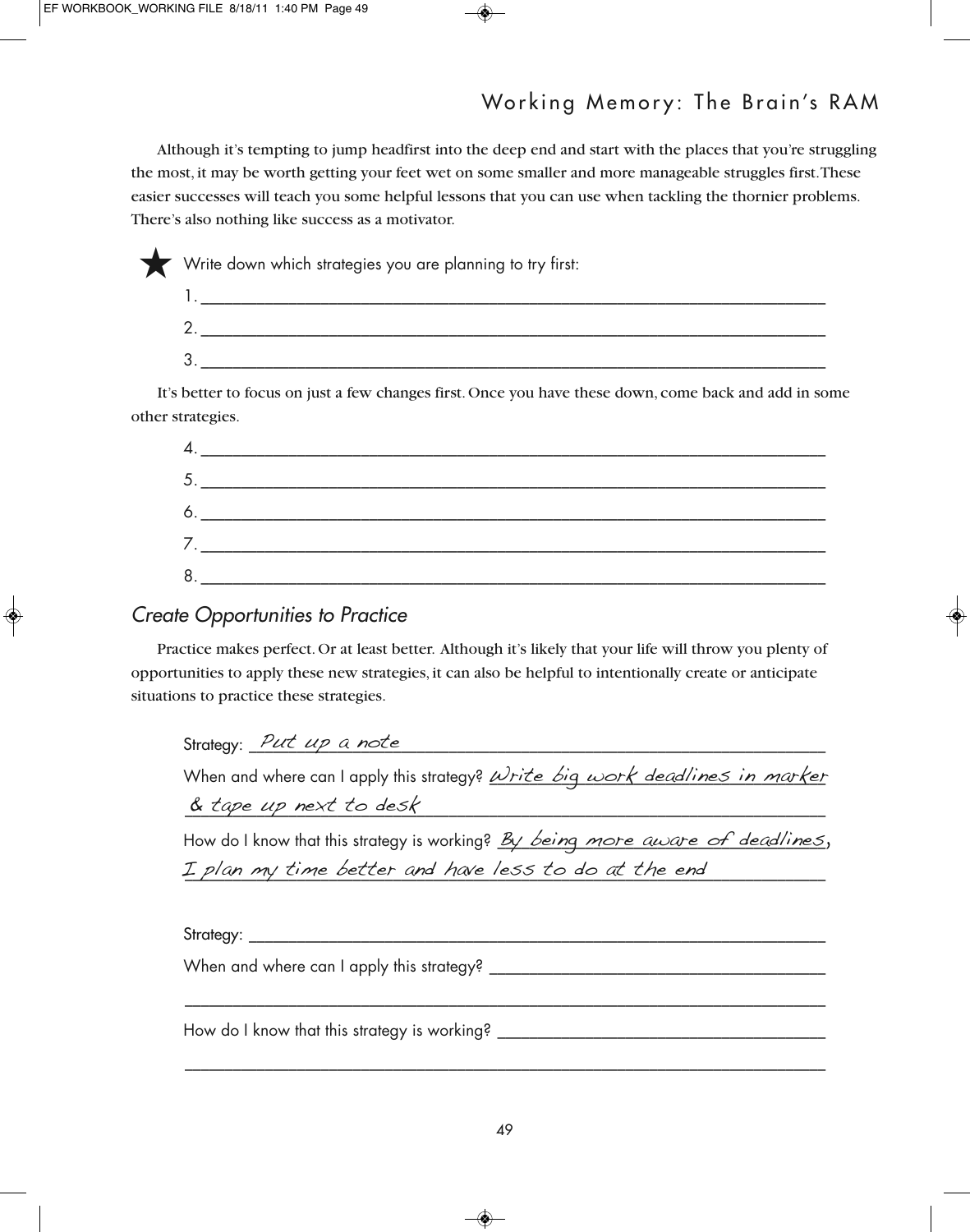Although it's tempting to jump headfirst into the deep end and start with the places that you're struggling the most, it may be worth getting your feet wet on some smaller and more manageable struggles first. These easier successes will teach you some helpful lessons that you can use when tackling the thornier problems. There's also nothing like success as a motivator.

★ Write down which strategies you are planning to try first:

1. ______________________________________________

2. ______________________________________________

3. ______________________________________________

It's better to focus on just a few changes first. Once you have these down, come back and add in some other strategies.

4. ______________________________________________

5. ______________________________________________

6. ______________________________________________

7. ______________________________________________

8. ______________________________________________

### *Create Opportunities to Practice*

Practice makes perfect. Or at least better. Although it's likely that your life will throw you plenty of opportunities to apply these new strategies, it can also be helpful to intentionally create or anticipate situations to practice these strategies.

Strategy: *Put up a note*

When and where can I apply this strategy? *Write big work deadlines in marker & tape up next to desk*

How do I know that this strategy is working? *By being more aware of deadlines, I plan my time better and have less to do at the end*

Strategy: ______________________________________________

When and where can I apply this strategy? ______________________________________________

______________________________________________

How do I know that this strategy is working? ______________________________________________

______________________________________________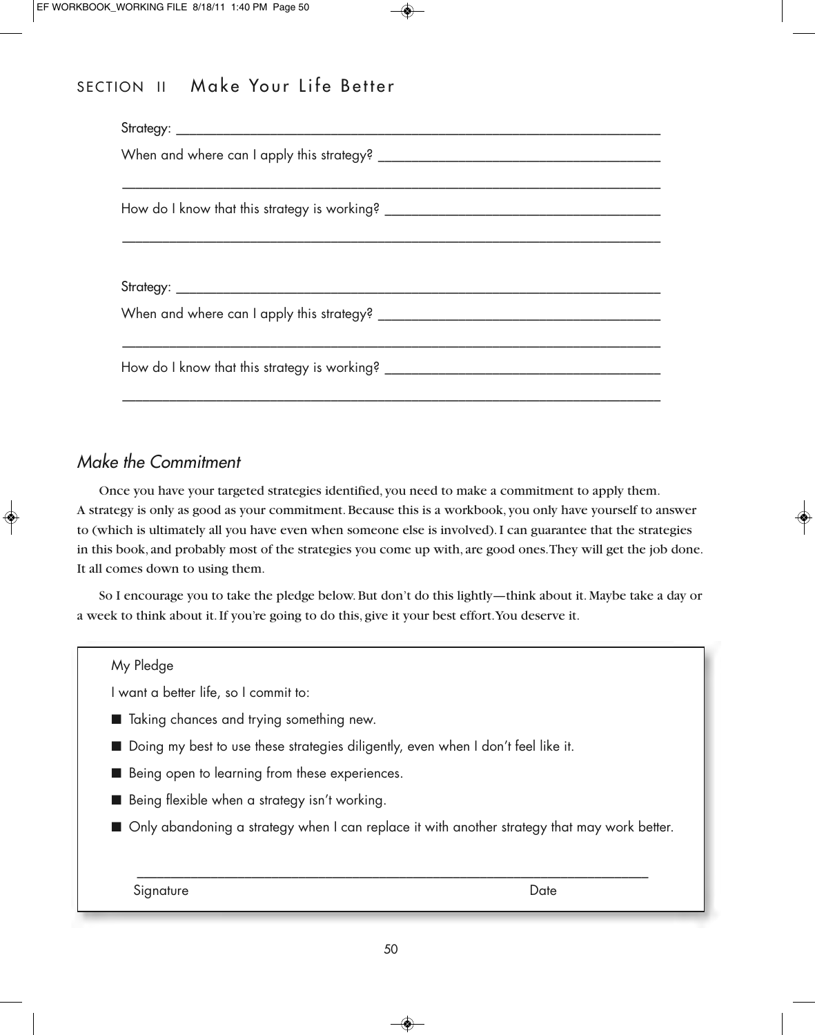Strategy: ____________________________________________________________

When and where can I apply this strategy? ________________________________

____________________________________________________________________

How do I know that this strategy is working? _______________________________

____________________________________________________________________

Strategy: ____________________________________________________________

When and where can I apply this strategy? ________________________________

____________________________________________________________________

How do I know that this strategy is working? _______________________________

____________________________________________________________________

## *Make the Commitment*

Once you have your targeted strategies identified, you need to make a commitment to apply them. A strategy is only as good as your commitment. Because this is a workbook, you only have yourself to answer to (which is ultimately all you have even when someone else is involved). I can guarantee that the strategies in this book, and probably most of the strategies you come up with, are good ones. They will get the job done. It all comes down to using them.

So I encourage you to take the pledge below. But don't do this lightly—think about it. Maybe take a day or a week to think about it. If you're going to do this, give it your best effort. You deserve it.

My Pledge

I want a better life, so I commit to:

- Taking chances and trying something new.
- Doing my best to use these strategies diligently, even when I don't feel like it.
- Being open to learning from these experiences.
- Being flexible when a strategy isn't working.
- Only abandoning a strategy when I can replace it with another strategy that may work better.

____________________________________________________________________

Signature                                                                                    Date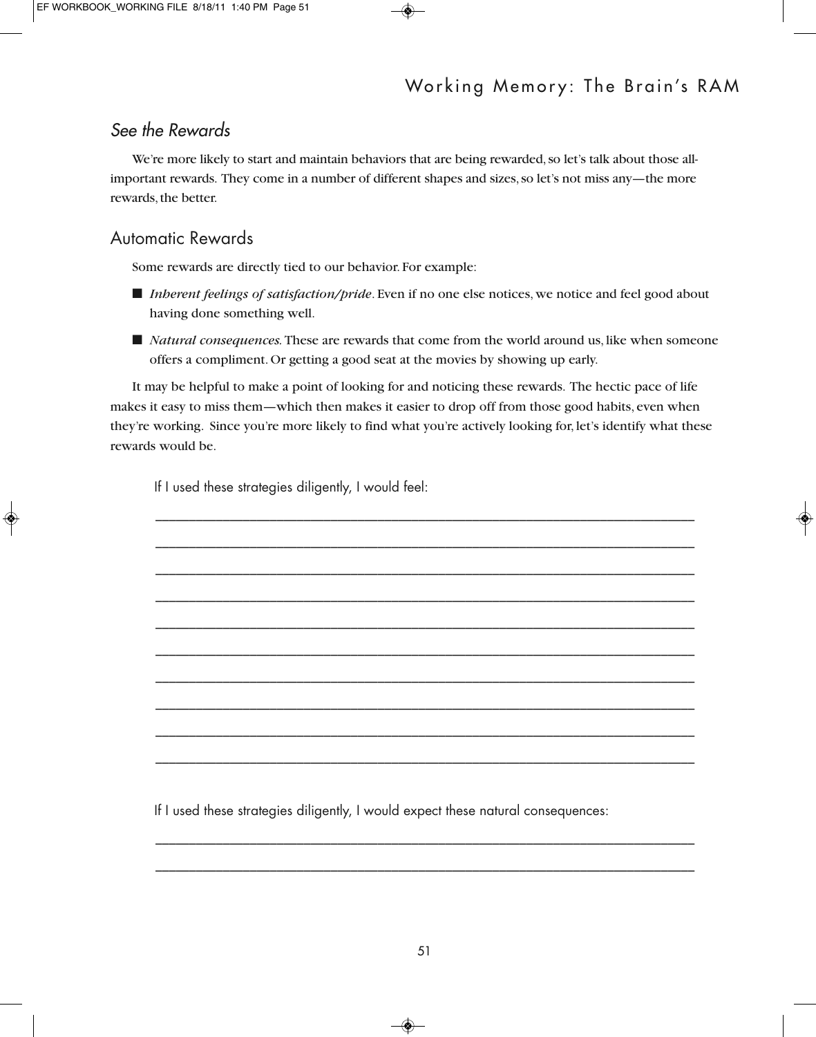## See the Rewards

We're more likely to start and maintain behaviors that are being rewarded, so let's talk about those all-important rewards. They come in a number of different shapes and sizes, so let's not miss any—the more rewards, the better.

## Automatic Rewards

Some rewards are directly tied to our behavior. For example:

- *Inherent feelings of satisfaction/pride*. Even if no one else notices, we notice and feel good about having done something well.
- *Natural consequences.* These are rewards that come from the world around us, like when someone offers a compliment. Or getting a good seat at the movies by showing up early.

It may be helpful to make a point of looking for and noticing these rewards. The hectic pace of life makes it easy to miss them—which then makes it easier to drop off from those good habits, even when they're working. Since you're more likely to find what you're actively looking for, let's identify what these rewards would be.

If I used these strategies diligently, I would feel:

______________________________________________________________________________

______________________________________________________________________________

______________________________________________________________________________

______________________________________________________________________________

______________________________________________________________________________

______________________________________________________________________________

______________________________________________________________________________

______________________________________________________________________________

______________________________________________________________________________

______________________________________________________________________________

If I used these strategies diligently, I would expect these natural consequences:

______________________________________________________________________________

______________________________________________________________________________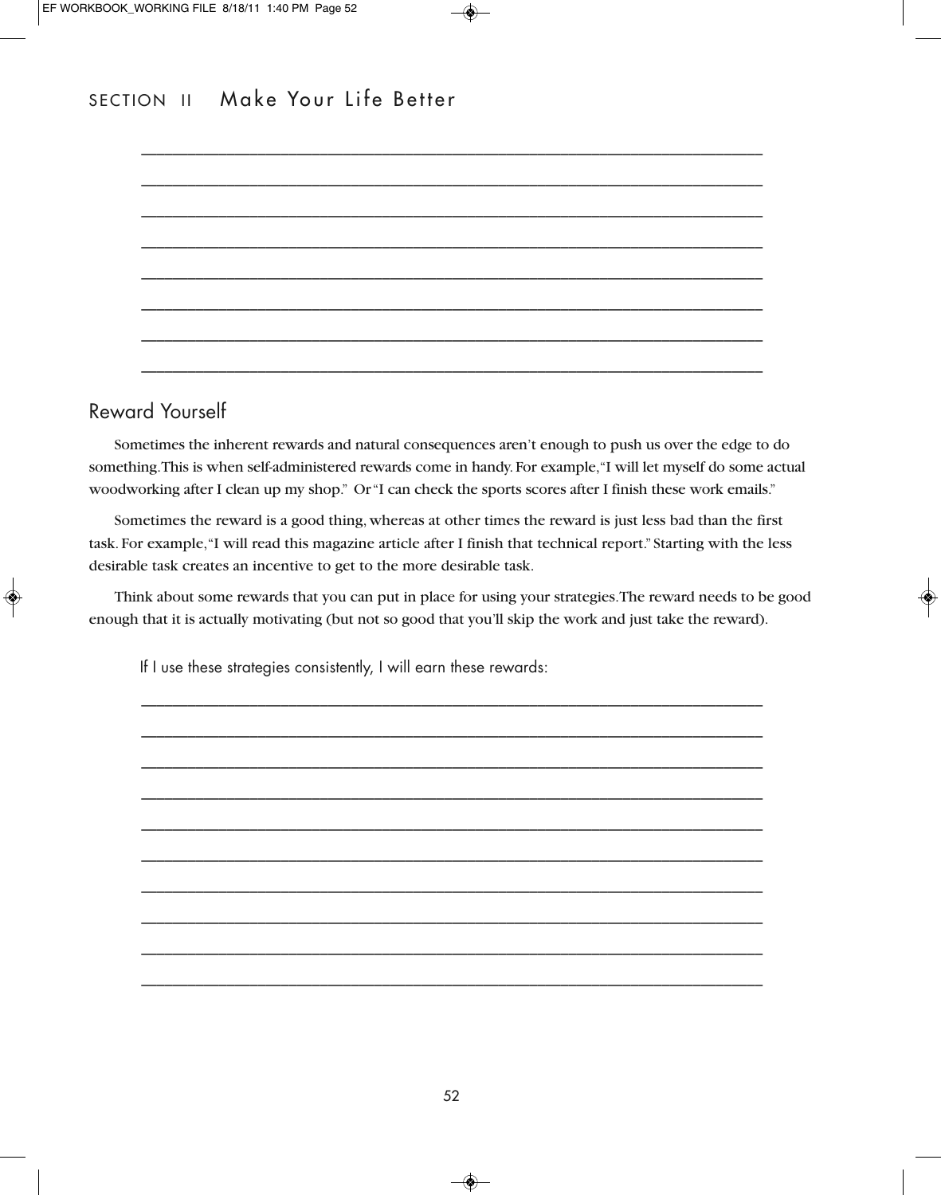## Reward Yourself

Sometimes the inherent rewards and natural consequences aren't enough to push us over the edge to do something. This is when self-administered rewards come in handy. For example, "I will let myself do some actual woodworking after I clean up my shop." Or "I can check the sports scores after I finish these work emails."

Sometimes the reward is a good thing, whereas at other times the reward is just less bad than the first task. For example, "I will read this magazine article after I finish that technical report." Starting with the less desirable task creates an incentive to get to the more desirable task.

Think about some rewards that you can put in place for using your strategies. The reward needs to be good enough that it is actually motivating (but not so good that you'll skip the work and just take the reward).

If I use these strategies consistently, I will earn these rewards: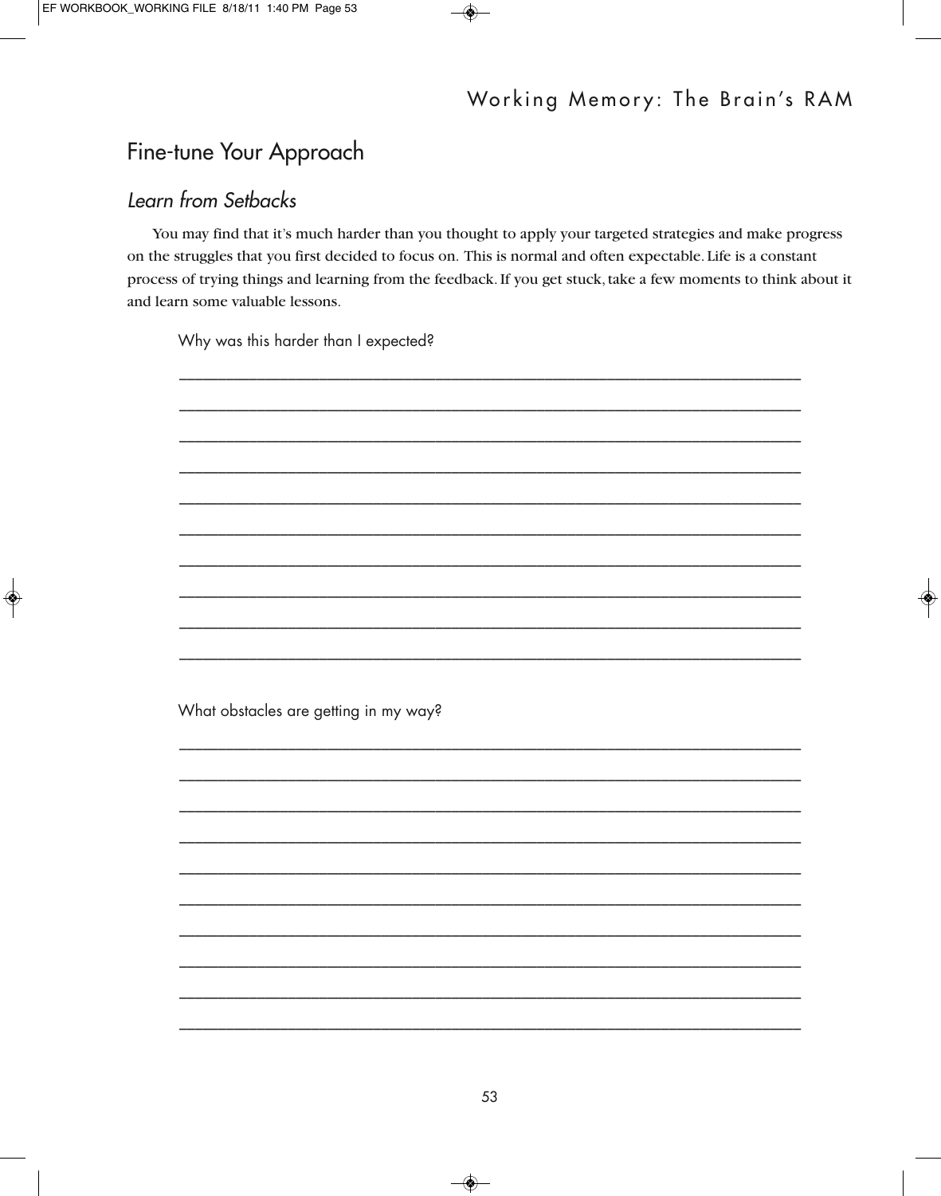## Fine-tune Your Approach

### *Learn from Setbacks*

You may find that it's much harder than you thought to apply your targeted strategies and make progress on the struggles that you first decided to focus on. This is normal and often expectable. Life is a constant process of trying things and learning from the feedback. If you get stuck, take a few moments to think about it and learn some valuable lessons.

Why was this harder than I expected?

What obstacles are getting in my way?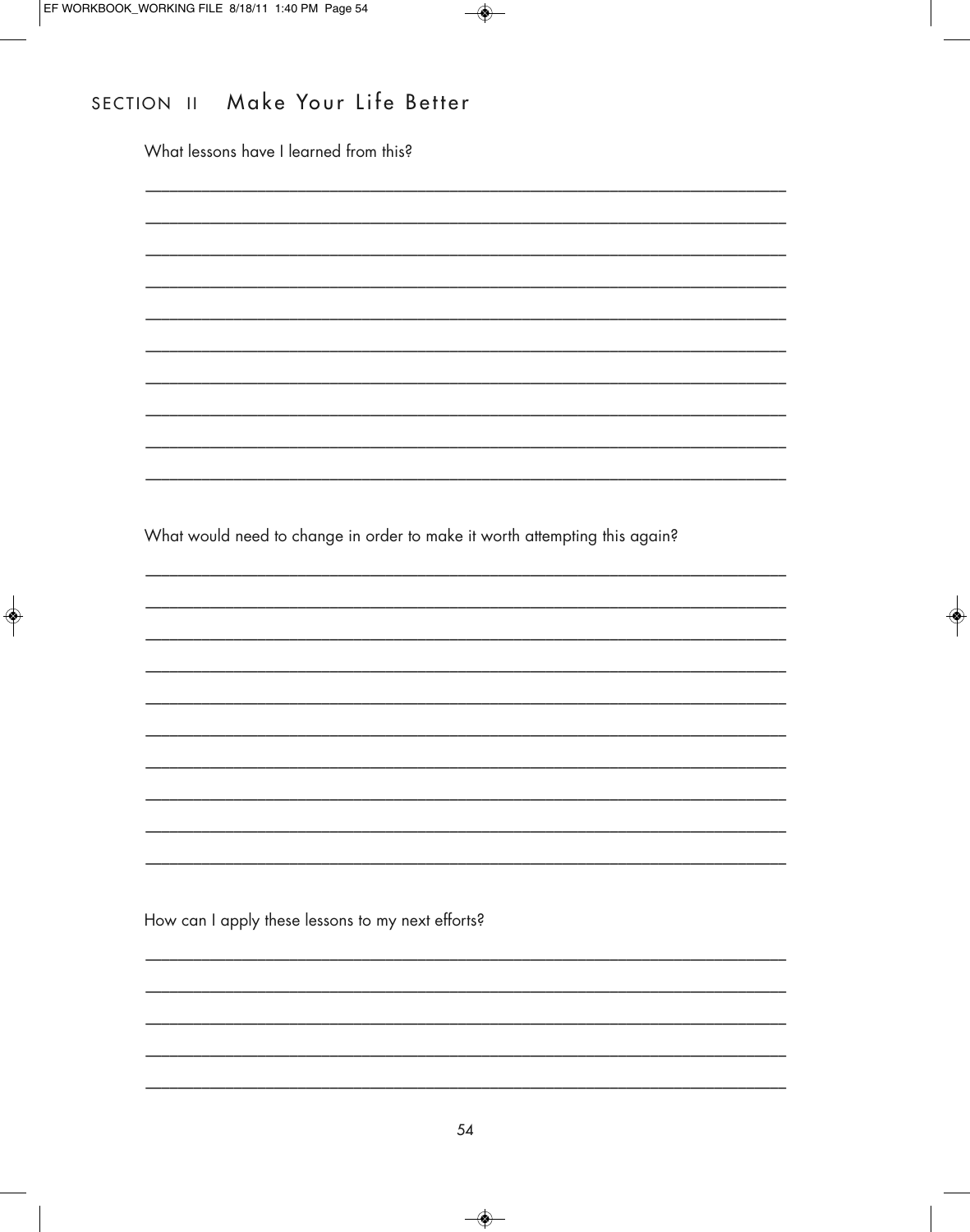## SECTION II Make Your Life Better

What lessons have I learned from this?

__________________________________________________________________________

__________________________________________________________________________

__________________________________________________________________________

__________________________________________________________________________

__________________________________________________________________________

__________________________________________________________________________

__________________________________________________________________________

__________________________________________________________________________

__________________________________________________________________________

__________________________________________________________________________

What would need to change in order to make it worth attempting this again?

__________________________________________________________________________

__________________________________________________________________________

__________________________________________________________________________

__________________________________________________________________________

__________________________________________________________________________

__________________________________________________________________________

__________________________________________________________________________

__________________________________________________________________________

__________________________________________________________________________

__________________________________________________________________________

How can I apply these lessons to my next efforts?

__________________________________________________________________________

__________________________________________________________________________

__________________________________________________________________________

__________________________________________________________________________

__________________________________________________________________________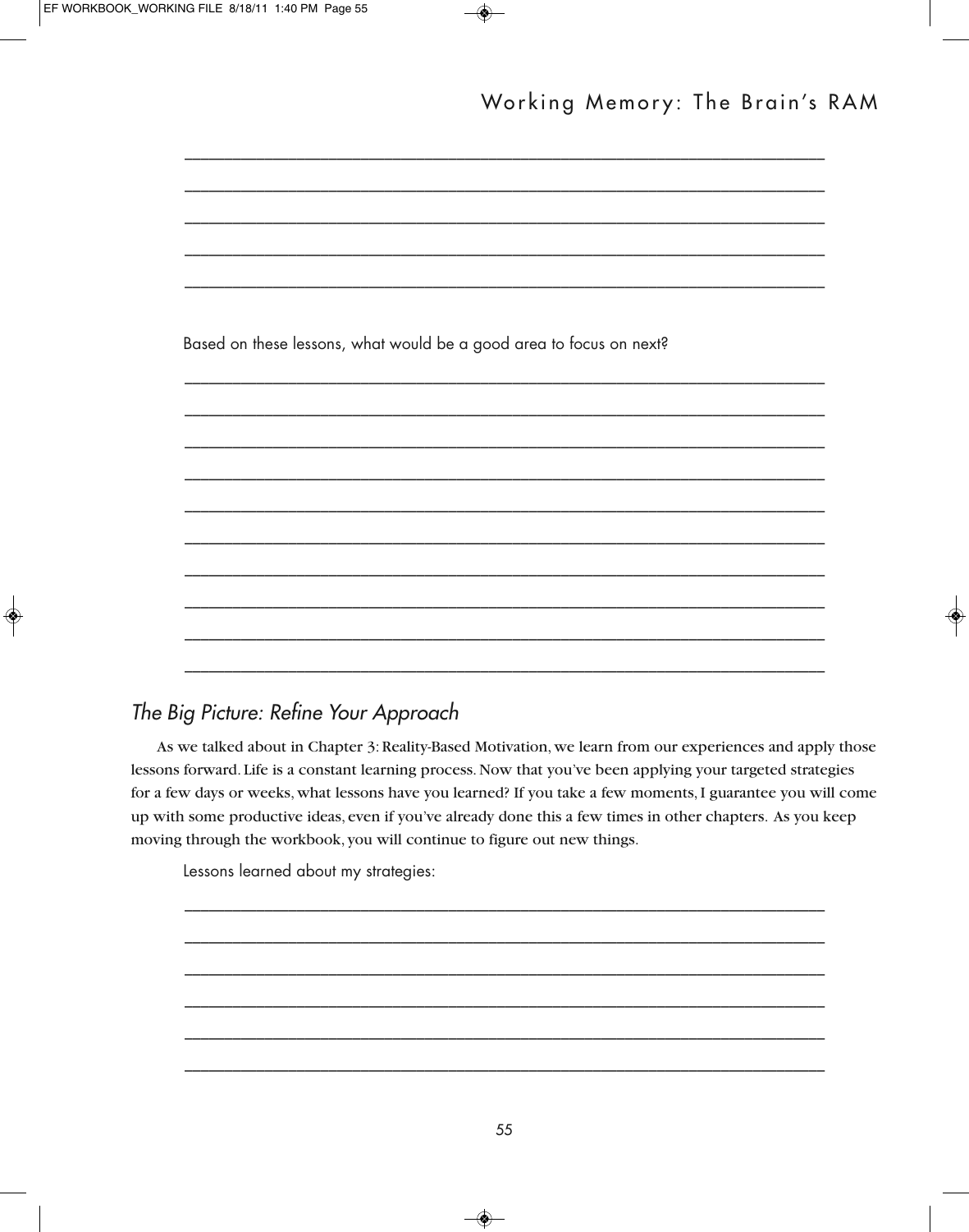Based on these lessons, what would be a good area to focus on next?

## *The Big Picture: Refine Your Approach*

As we talked about in Chapter 3: Reality-Based Motivation, we learn from our experiences and apply those lessons forward. Life is a constant learning process. Now that you've been applying your targeted strategies for a few days or weeks, what lessons have you learned? If you take a few moments, I guarantee you will come up with some productive ideas, even if you've already done this a few times in other chapters. As you keep moving through the workbook, you will continue to figure out new things.

Lessons learned about my strategies: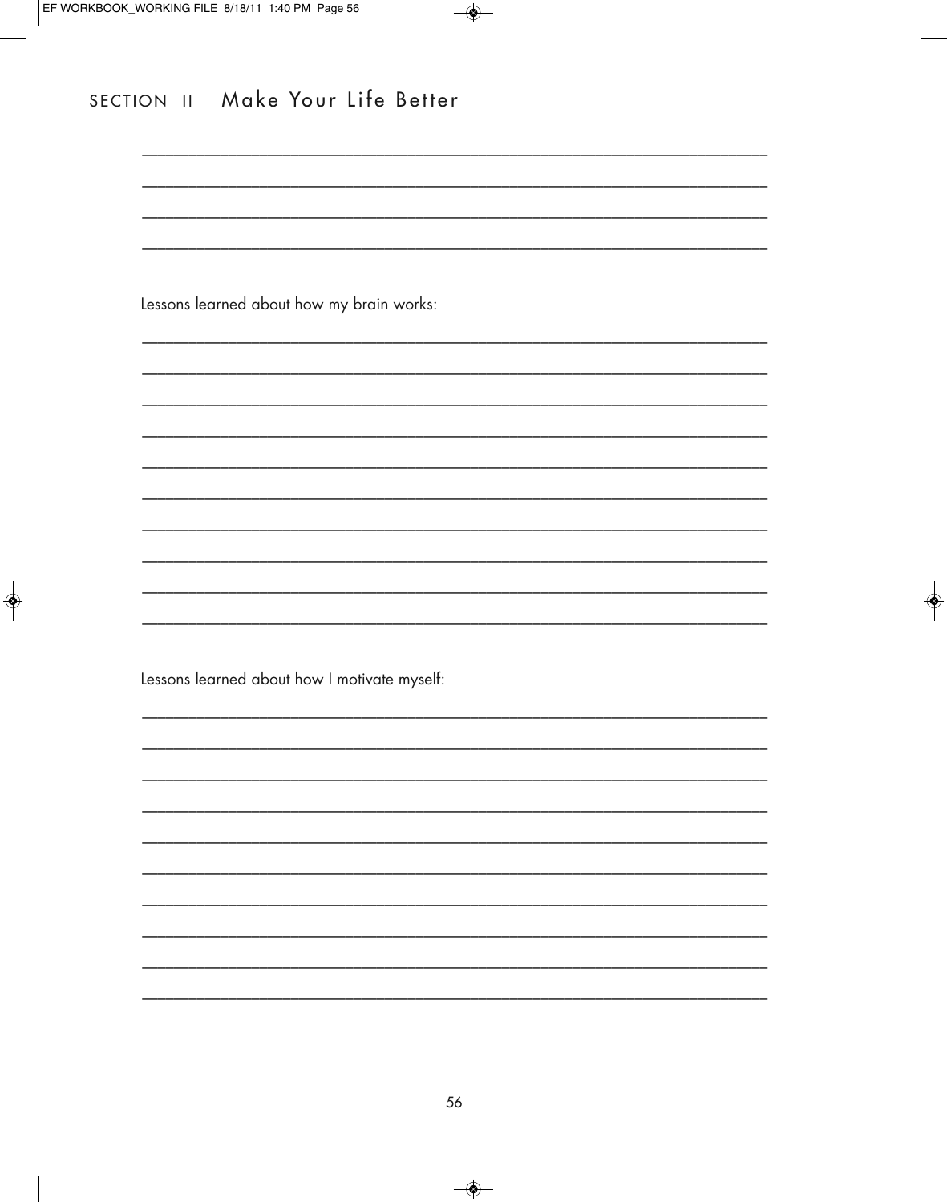Lessons learned about how my brain works:

Lessons learned about how I motivate myself: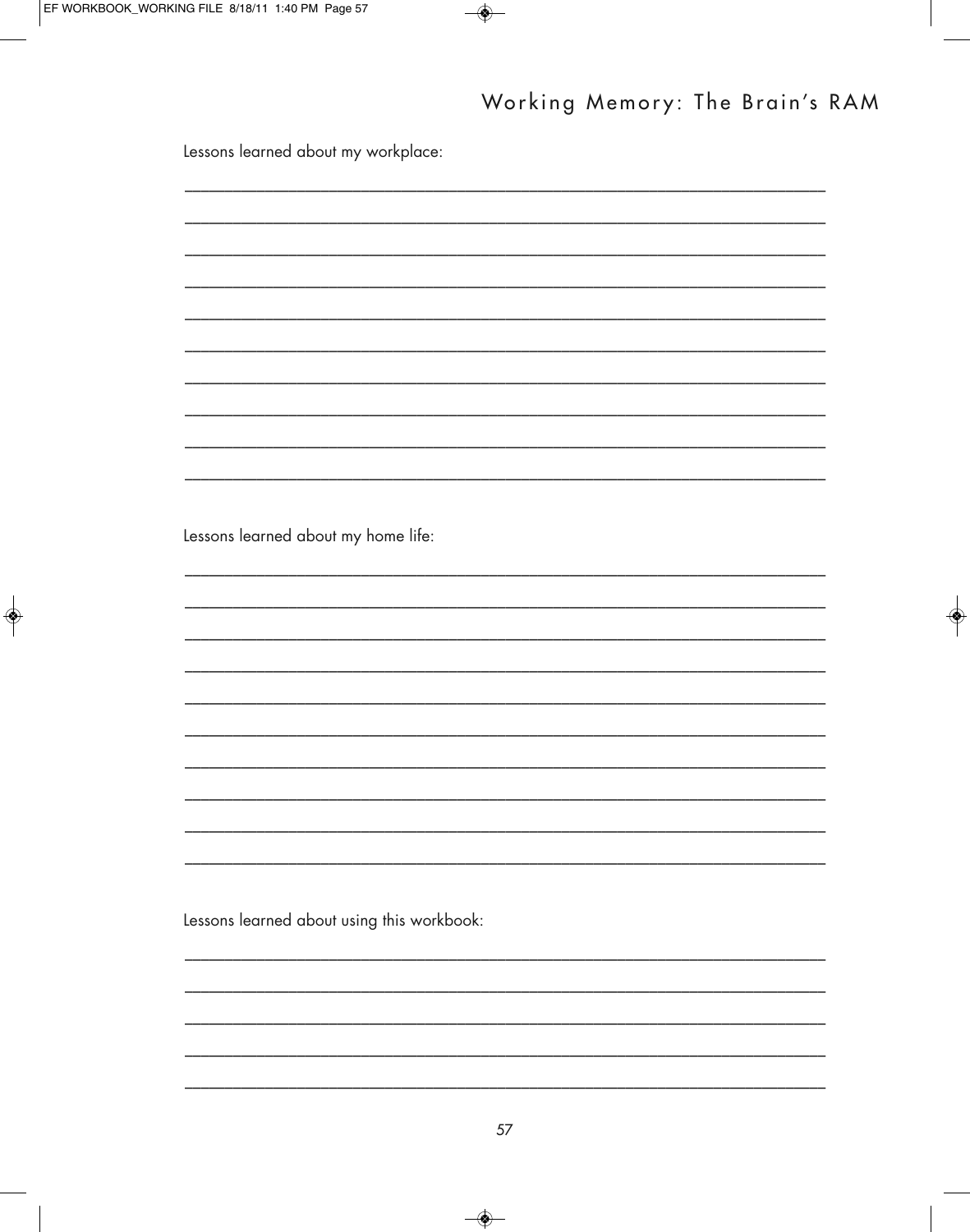Lessons learned about my workplace:

______________________________________________________________________

______________________________________________________________________

______________________________________________________________________

______________________________________________________________________

______________________________________________________________________

______________________________________________________________________

______________________________________________________________________

______________________________________________________________________

______________________________________________________________________

______________________________________________________________________

Lessons learned about my home life:

______________________________________________________________________

______________________________________________________________________

______________________________________________________________________

______________________________________________________________________

______________________________________________________________________

______________________________________________________________________

______________________________________________________________________

______________________________________________________________________

______________________________________________________________________

______________________________________________________________________

Lessons learned about using this workbook:

______________________________________________________________________

______________________________________________________________________

______________________________________________________________________

______________________________________________________________________

______________________________________________________________________